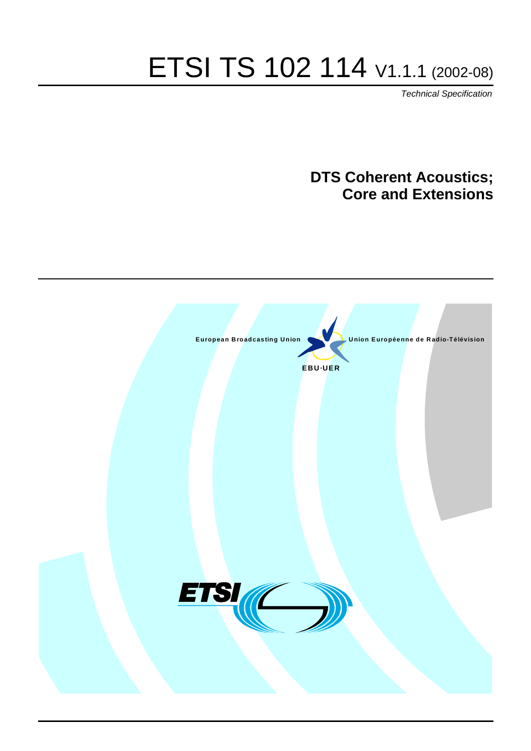# ETSI TS 102 114 V1.1.1 (2002-08)

*Technical Specification*

## DTS Coherent Acoustics; Core and Extensions

European Broadcasting Union

Union Européenne de Radio-Télévision

EBU·UER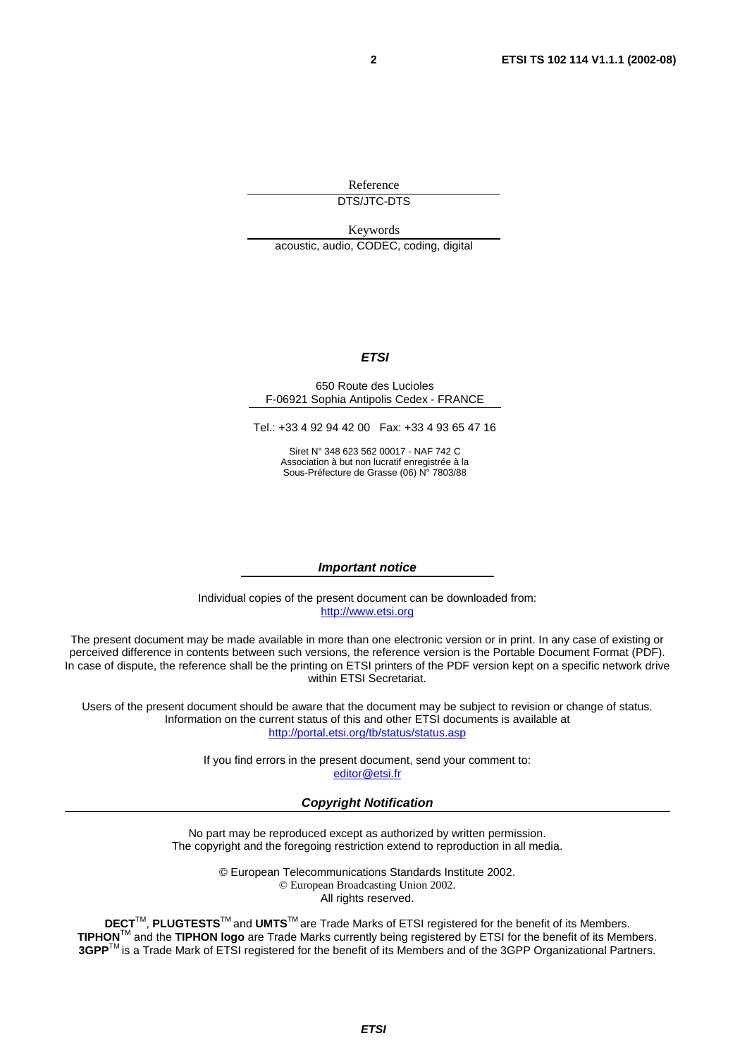Reference

DTS/JTC-DTS

Keywords

acoustic, audio, CODEC, coding, digital

***ETSI***

650 Route des Lucioles
F-06921 Sophia Antipolis Cedex - FRANCE

Tel.: +33 4 92 94 42 00 Fax: +33 4 93 65 47 16

Siret N° 348 623 562 00017 - NAF 742 C
Association à but non lucratif enregistrée à la
Sous-Préfecture de Grasse (06) N° 7803/88

***Important notice***

Individual copies of the present document can be downloaded from:
http://www.etsi.org

The present document may be made available in more than one electronic version or in print. In any case of existing or perceived difference in contents between such versions, the reference version is the Portable Document Format (PDF). In case of dispute, the reference shall be the printing on ETSI printers of the PDF version kept on a specific network drive within ETSI Secretariat.

Users of the present document should be aware that the document may be subject to revision or change of status. Information on the current status of this and other ETSI documents is available at
http://portal.etsi.org/tb/status/status.asp

If you find errors in the present document, send your comment to:
editor@etsi.fr

***Copyright Notification***

No part may be reproduced except as authorized by written permission.
The copyright and the foregoing restriction extend to reproduction in all media.

© European Telecommunications Standards Institute 2002.
© European Broadcasting Union 2002.
All rights reserved.

**DECT**™, **PLUGTESTS**™ and **UMTS**™ are Trade Marks of ETSI registered for the benefit of its Members.
**TIPHON**™ and the **TIPHON logo** are Trade Marks currently being registered by ETSI for the benefit of its Members.
**3GPP**™ is a Trade Mark of ETSI registered for the benefit of its Members and of the 3GPP Organizational Partners.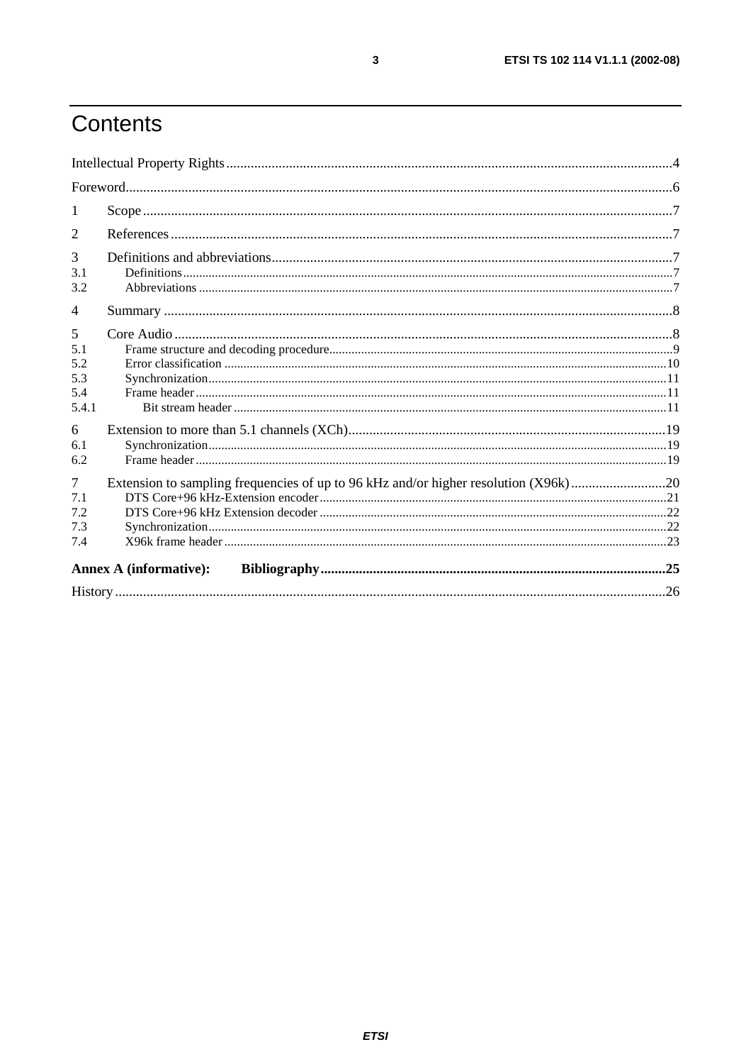# Contents

Intellectual Property Rights ....................................................................................................................................4

Foreword.................................................................................................................................................................6

1 Scope ....................................................................................................................................................................7

2 References ............................................................................................................................................................7

3 Definitions and abbreviations...............................................................................................................................7
3.1 Definitions.........................................................................................................................................................7
3.2 Abbreviations ....................................................................................................................................................7

4 Summary ...............................................................................................................................................................8

5 Core Audio ...........................................................................................................................................................8
5.1 Frame structure and decoding procedure...........................................................................................................9
5.2 Error classification ..........................................................................................................................................10
5.3 Synchronization...............................................................................................................................................11
5.4 Frame header ...................................................................................................................................................11
5.4.1 Bit stream header .......................................................................................................................................11

6 Extension to more than 5.1 channels (XCh).......................................................................................................19
6.1 Synchronization...............................................................................................................................................19
6.2 Frame header ...................................................................................................................................................19

7 Extension to sampling frequencies of up to 96 kHz and/or higher resolution (X96k) ........................................20
7.1 DTS Core+96 kHz-Extension encoder.............................................................................................................21
7.2 DTS Core+96 kHz Extension decoder .............................................................................................................22
7.3 Synchronization...............................................................................................................................................22
7.4 X96k frame header ..........................................................................................................................................23

**Annex A (informative): Bibliography**..................................................................................................................25

History ..................................................................................................................................................................26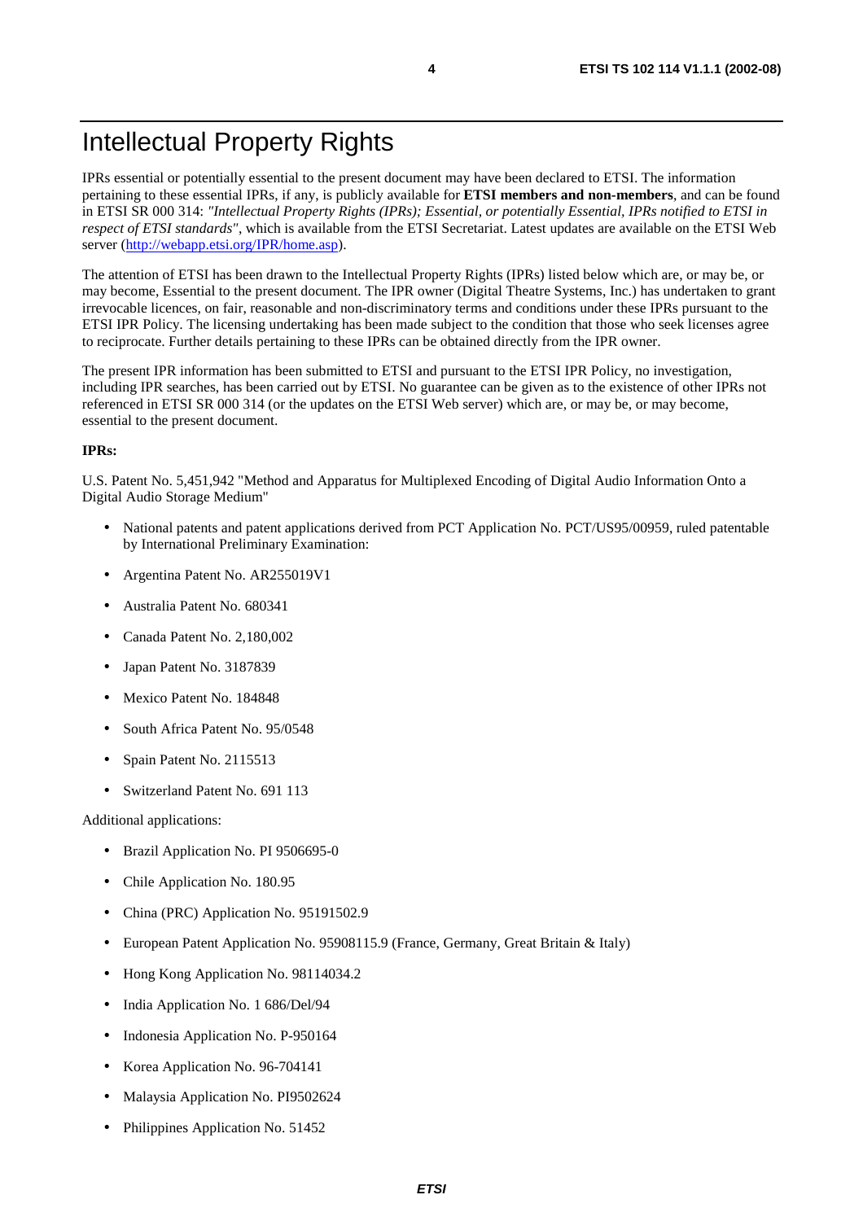# Intellectual Property Rights

IPRs essential or potentially essential to the present document may have been declared to ETSI. The information pertaining to these essential IPRs, if any, is publicly available for **ETSI members and non-members**, and can be found in ETSI SR 000 314: *"Intellectual Property Rights (IPRs); Essential, or potentially Essential, IPRs notified to ETSI in respect of ETSI standards"*, which is available from the ETSI Secretariat. Latest updates are available on the ETSI Web server (http://webapp.etsi.org/IPR/home.asp).

The attention of ETSI has been drawn to the Intellectual Property Rights (IPRs) listed below which are, or may be, or may become, Essential to the present document. The IPR owner (Digital Theatre Systems, Inc.) has undertaken to grant irrevocable licences, on fair, reasonable and non-discriminatory terms and conditions under these IPRs pursuant to the ETSI IPR Policy. The licensing undertaking has been made subject to the condition that those who seek licenses agree to reciprocate. Further details pertaining to these IPRs can be obtained directly from the IPR owner.

The present IPR information has been submitted to ETSI and pursuant to the ETSI IPR Policy, no investigation, including IPR searches, has been carried out by ETSI. No guarantee can be given as to the existence of other IPRs not referenced in ETSI SR 000 314 (or the updates on the ETSI Web server) which are, or may be, or may become, essential to the present document.

**IPRs:**

U.S. Patent No. 5,451,942 "Method and Apparatus for Multiplexed Encoding of Digital Audio Information Onto a Digital Audio Storage Medium"

- National patents and patent applications derived from PCT Application No. PCT/US95/00959, ruled patentable by International Preliminary Examination:
- Argentina Patent No. AR255019V1
- Australia Patent No. 680341
- Canada Patent No. 2,180,002
- Japan Patent No. 3187839
- Mexico Patent No. 184848
- South Africa Patent No. 95/0548
- Spain Patent No. 2115513
- Switzerland Patent No. 691 113

Additional applications:

- Brazil Application No. PI 9506695-0
- Chile Application No. 180.95
- China (PRC) Application No. 95191502.9
- European Patent Application No. 95908115.9 (France, Germany, Great Britain & Italy)
- Hong Kong Application No. 98114034.2
- India Application No. 1 686/Del/94
- Indonesia Application No. P-950164
- Korea Application No. 96-704141
- Malaysia Application No. PI9502624
- Philippines Application No. 51452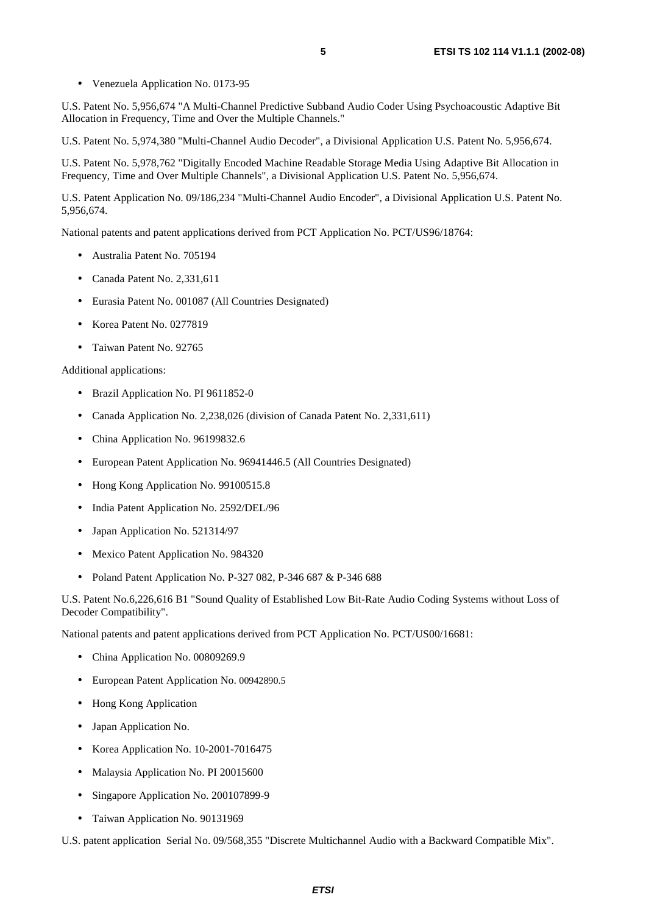- Venezuela Application No. 0173-95

U.S. Patent No. 5,956,674 "A Multi-Channel Predictive Subband Audio Coder Using Psychoacoustic Adaptive Bit Allocation in Frequency, Time and Over the Multiple Channels."

U.S. Patent No. 5,974,380 "Multi-Channel Audio Decoder", a Divisional Application U.S. Patent No. 5,956,674.

U.S. Patent No. 5,978,762 "Digitally Encoded Machine Readable Storage Media Using Adaptive Bit Allocation in Frequency, Time and Over Multiple Channels", a Divisional Application U.S. Patent No. 5,956,674.

U.S. Patent Application No. 09/186,234 "Multi-Channel Audio Encoder", a Divisional Application U.S. Patent No. 5,956,674.

National patents and patent applications derived from PCT Application No. PCT/US96/18764:

- Australia Patent No. 705194
- Canada Patent No. 2,331,611
- Eurasia Patent No. 001087 (All Countries Designated)
- Korea Patent No. 0277819
- Taiwan Patent No. 92765

Additional applications:

- Brazil Application No. PI 9611852-0
- Canada Application No. 2,238,026 (division of Canada Patent No. 2,331,611)
- China Application No. 96199832.6
- European Patent Application No. 96941446.5 (All Countries Designated)
- Hong Kong Application No. 99100515.8
- India Patent Application No. 2592/DEL/96
- Japan Application No. 521314/97
- Mexico Patent Application No. 984320
- Poland Patent Application No. P-327 082, P-346 687 & P-346 688

U.S. Patent No.6,226,616 B1 "Sound Quality of Established Low Bit-Rate Audio Coding Systems without Loss of Decoder Compatibility".

National patents and patent applications derived from PCT Application No. PCT/US00/16681:

- China Application No. 00809269.9
- European Patent Application No. 00942890.5
- Hong Kong Application
- Japan Application No.
- Korea Application No. 10-2001-7016475
- Malaysia Application No. PI 20015600
- Singapore Application No. 200107899-9
- Taiwan Application No. 90131969

U.S. patent application Serial No. 09/568,355 "Discrete Multichannel Audio with a Backward Compatible Mix".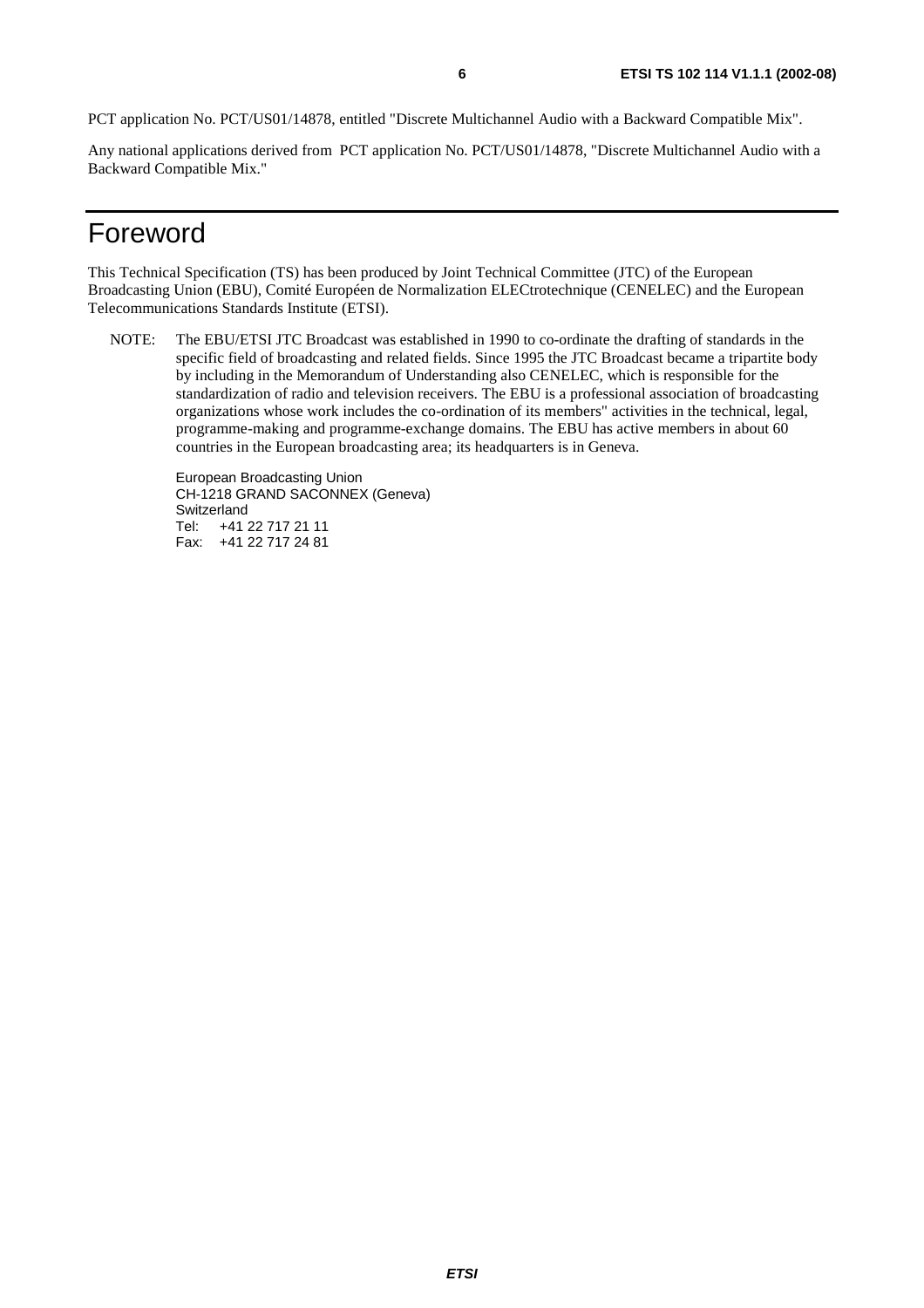PCT application No. PCT/US01/14878, entitled "Discrete Multichannel Audio with a Backward Compatible Mix".

Any national applications derived from PCT application No. PCT/US01/14878, "Discrete Multichannel Audio with a Backward Compatible Mix."

# Foreword

This Technical Specification (TS) has been produced by Joint Technical Committee (JTC) of the European Broadcasting Union (EBU), Comité Européen de Normalization ELECtrotechnique (CENELEC) and the European Telecommunications Standards Institute (ETSI).

NOTE: The EBU/ETSI JTC Broadcast was established in 1990 to co-ordinate the drafting of standards in the specific field of broadcasting and related fields. Since 1995 the JTC Broadcast became a tripartite body by including in the Memorandum of Understanding also CENELEC, which is responsible for the standardization of radio and television receivers. The EBU is a professional association of broadcasting organizations whose work includes the co-ordination of its members" activities in the technical, legal, programme-making and programme-exchange domains. The EBU has active members in about 60 countries in the European broadcasting area; its headquarters is in Geneva.

European Broadcasting Union
CH-1218 GRAND SACONNEX (Geneva)
Switzerland
Tel: +41 22 717 21 11
Fax: +41 22 717 24 81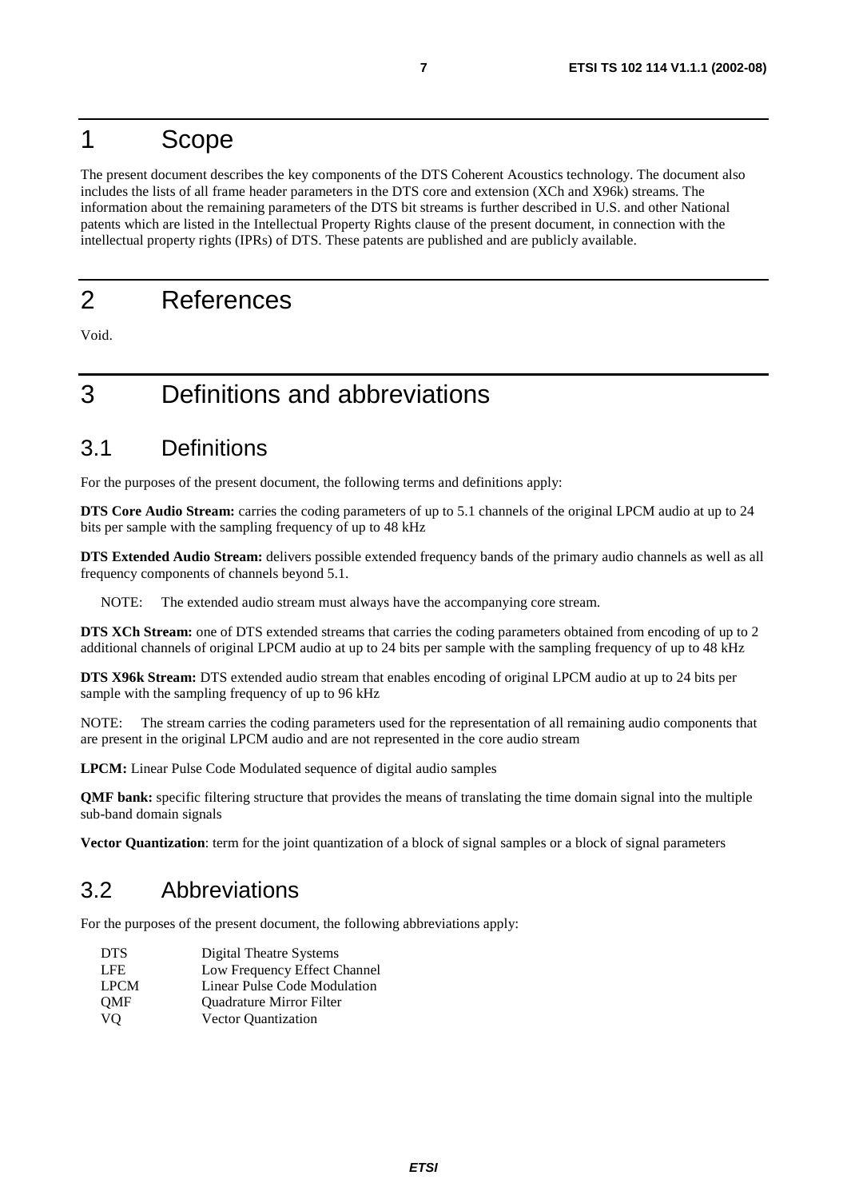# 1 Scope

The present document describes the key components of the DTS Coherent Acoustics technology. The document also includes the lists of all frame header parameters in the DTS core and extension (XCh and X96k) streams. The information about the remaining parameters of the DTS bit streams is further described in U.S. and other National patents which are listed in the Intellectual Property Rights clause of the present document, in connection with the intellectual property rights (IPRs) of DTS. These patents are published and are publicly available.

# 2 References

Void.

# 3 Definitions and abbreviations

## 3.1 Definitions

For the purposes of the present document, the following terms and definitions apply:

**DTS Core Audio Stream:** carries the coding parameters of up to 5.1 channels of the original LPCM audio at up to 24 bits per sample with the sampling frequency of up to 48 kHz

**DTS Extended Audio Stream:** delivers possible extended frequency bands of the primary audio channels as well as all frequency components of channels beyond 5.1.

NOTE: The extended audio stream must always have the accompanying core stream.

**DTS XCh Stream:** one of DTS extended streams that carries the coding parameters obtained from encoding of up to 2 additional channels of original LPCM audio at up to 24 bits per sample with the sampling frequency of up to 48 kHz

**DTS X96k Stream:** DTS extended audio stream that enables encoding of original LPCM audio at up to 24 bits per sample with the sampling frequency of up to 96 kHz

NOTE: The stream carries the coding parameters used for the representation of all remaining audio components that are present in the original LPCM audio and are not represented in the core audio stream

**LPCM:** Linear Pulse Code Modulated sequence of digital audio samples

**QMF bank:** specific filtering structure that provides the means of translating the time domain signal into the multiple sub-band domain signals

**Vector Quantization**: term for the joint quantization of a block of signal samples or a block of signal parameters

## 3.2 Abbreviations

For the purposes of the present document, the following abbreviations apply:

| | |
|---|---|
| DTS | Digital Theatre Systems |
| LFE | Low Frequency Effect Channel |
| LPCM | Linear Pulse Code Modulation |
| QMF | Quadrature Mirror Filter |
| VQ | Vector Quantization |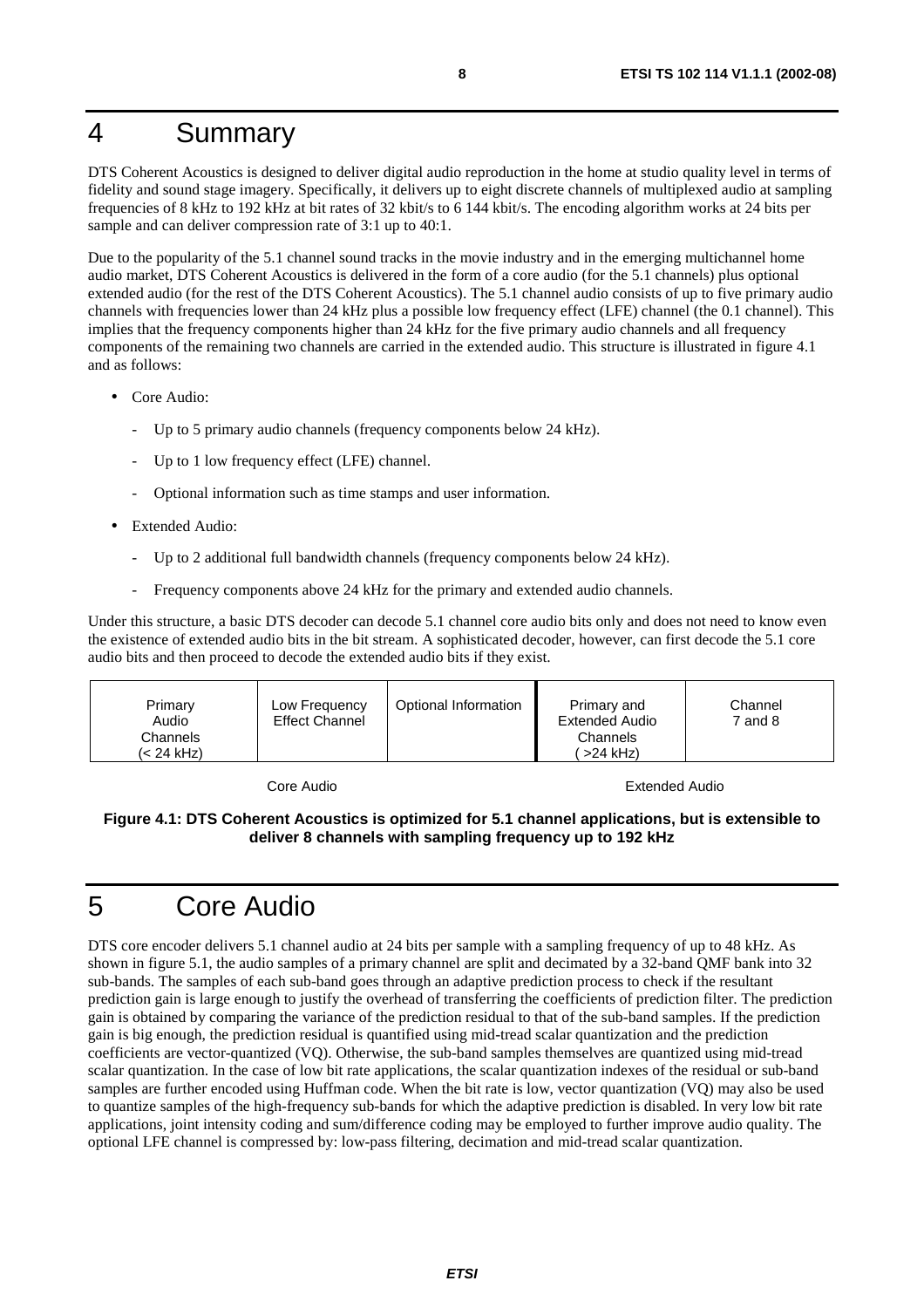# 4 Summary

DTS Coherent Acoustics is designed to deliver digital audio reproduction in the home at studio quality level in terms of fidelity and sound stage imagery. Specifically, it delivers up to eight discrete channels of multiplexed audio at sampling frequencies of 8 kHz to 192 kHz at bit rates of 32 kbit/s to 6 144 kbit/s. The encoding algorithm works at 24 bits per sample and can deliver compression rate of 3:1 up to 40:1.

Due to the popularity of the 5.1 channel sound tracks in the movie industry and in the emerging multichannel home audio market, DTS Coherent Acoustics is delivered in the form of a core audio (for the 5.1 channels) plus optional extended audio (for the rest of the DTS Coherent Acoustics). The 5.1 channel audio consists of up to five primary audio channels with frequencies lower than 24 kHz plus a possible low frequency effect (LFE) channel (the 0.1 channel). This implies that the frequency components higher than 24 kHz for the five primary audio channels and all frequency components of the remaining two channels are carried in the extended audio. This structure is illustrated in figure 4.1 and as follows:

- Core Audio:
  - Up to 5 primary audio channels (frequency components below 24 kHz).
  - Up to 1 low frequency effect (LFE) channel.
  - Optional information such as time stamps and user information.
- Extended Audio:
  - Up to 2 additional full bandwidth channels (frequency components below 24 kHz).
  - Frequency components above 24 kHz for the primary and extended audio channels.

Under this structure, a basic DTS decoder can decode 5.1 channel core audio bits only and does not need to know even the existence of extended audio bits in the bit stream. A sophisticated decoder, however, can first decode the 5.1 core audio bits and then proceed to decode the extended audio bits if they exist.

| Primary Audio Channels (< 24 kHz) | Low Frequency Effect Channel | Optional Information | Primary and Extended Audio Channels ( >24 kHz) | Channel 7 and 8 |
|---|---|---|---|---|
| Core Audio | | | Extended Audio | |

**Figure 4.1: DTS Coherent Acoustics is optimized for 5.1 channel applications, but is extensible to deliver 8 channels with sampling frequency up to 192 kHz**

# 5 Core Audio

DTS core encoder delivers 5.1 channel audio at 24 bits per sample with a sampling frequency of up to 48 kHz. As shown in figure 5.1, the audio samples of a primary channel are split and decimated by a 32-band QMF bank into 32 sub-bands. The samples of each sub-band goes through an adaptive prediction process to check if the resultant prediction gain is large enough to justify the overhead of transferring the coefficients of prediction filter. The prediction gain is obtained by comparing the variance of the prediction residual to that of the sub-band samples. If the prediction gain is big enough, the prediction residual is quantified using mid-tread scalar quantization and the prediction coefficients are vector-quantized (VQ). Otherwise, the sub-band samples themselves are quantized using mid-tread scalar quantization. In the case of low bit rate applications, the scalar quantization indexes of the residual or sub-band samples are further encoded using Huffman code. When the bit rate is low, vector quantization (VQ) may also be used to quantize samples of the high-frequency sub-bands for which the adaptive prediction is disabled. In very low bit rate applications, joint intensity coding and sum/difference coding may be employed to further improve audio quality. The optional LFE channel is compressed by: low-pass filtering, decimation and mid-tread scalar quantization.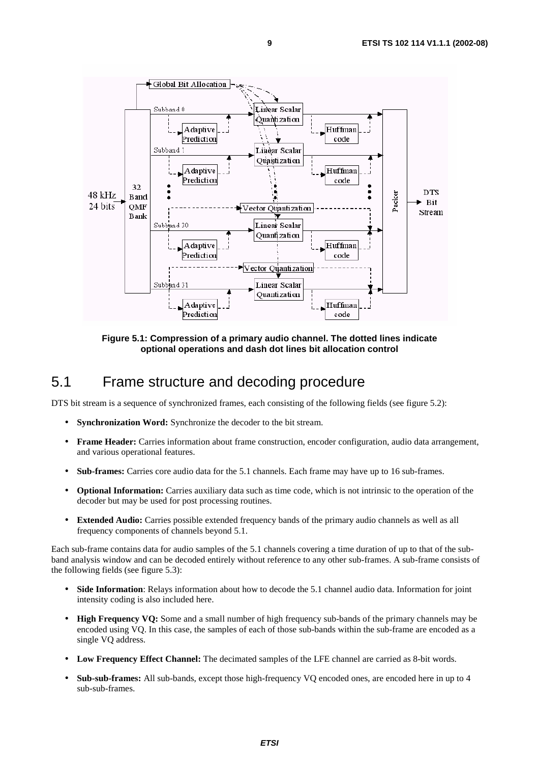Figure 5.1: Compression of a primary audio channel. The dotted lines indicate optional operations and dash dot lines bit allocation control

## 5.1 Frame structure and decoding procedure

DTS bit stream is a sequence of synchronized frames, each consisting of the following fields (see figure 5.2):

- **Synchronization Word:** Synchronize the decoder to the bit stream.
- **Frame Header:** Carries information about frame construction, encoder configuration, audio data arrangement, and various operational features.
- **Sub-frames:** Carries core audio data for the 5.1 channels. Each frame may have up to 16 sub-frames.
- **Optional Information:** Carries auxiliary data such as time code, which is not intrinsic to the operation of the decoder but may be used for post processing routines.
- **Extended Audio:** Carries possible extended frequency bands of the primary audio channels as well as all frequency components of channels beyond 5.1.

Each sub-frame contains data for audio samples of the 5.1 channels covering a time duration of up to that of the sub-band analysis window and can be decoded entirely without reference to any other sub-frames. A sub-frame consists of the following fields (see figure 5.3):

- **Side Information**: Relays information about how to decode the 5.1 channel audio data. Information for joint intensity coding is also included here.
- **High Frequency VQ:** Some and a small number of high frequency sub-bands of the primary channels may be encoded using VQ. In this case, the samples of each of those sub-bands within the sub-frame are encoded as a single VQ address.
- **Low Frequency Effect Channel:** The decimated samples of the LFE channel are carried as 8-bit words.
- **Sub-sub-frames:** All sub-bands, except those high-frequency VQ encoded ones, are encoded here in up to 4 sub-sub-frames.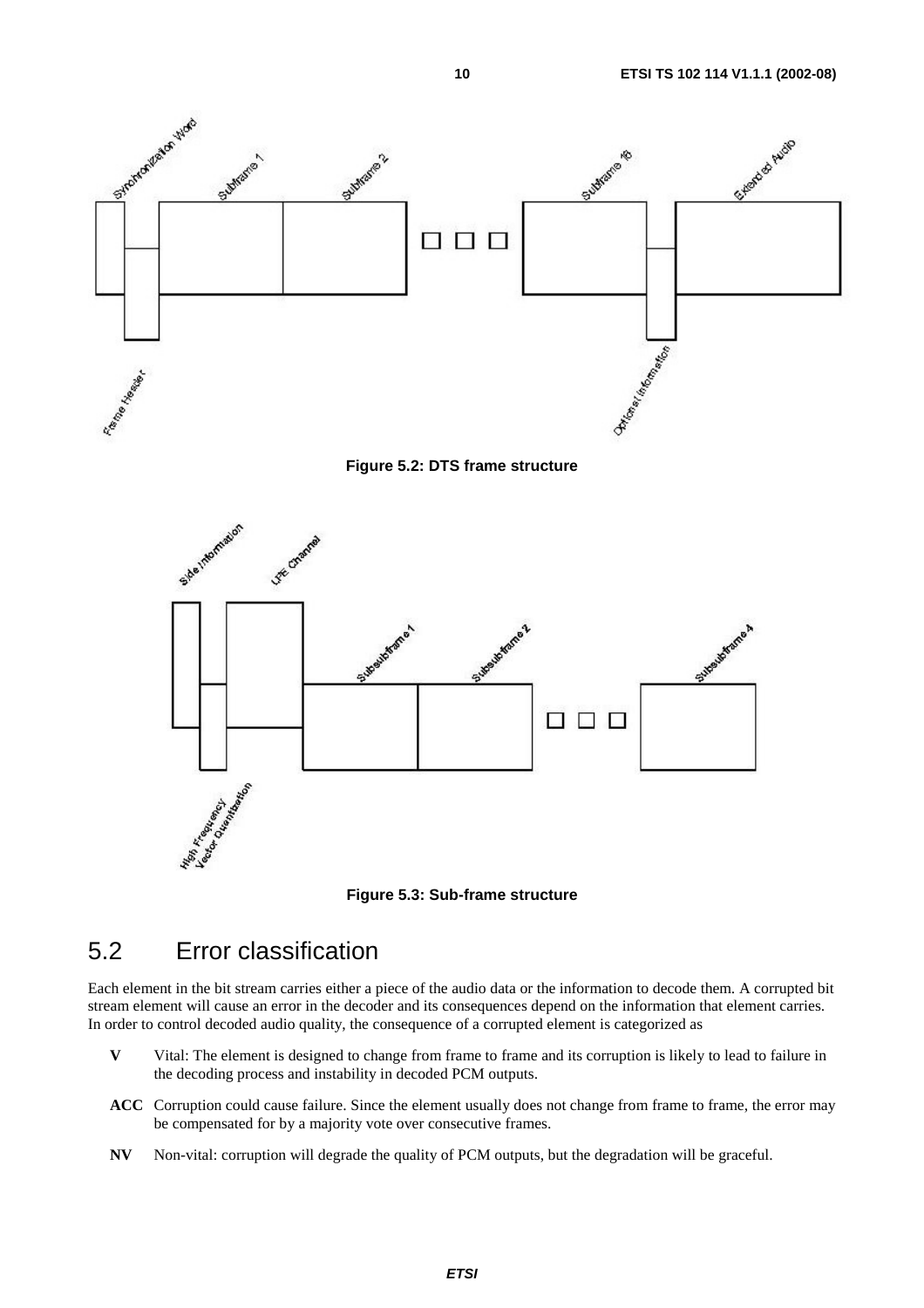Figure 5.2: DTS frame structure

Figure 5.3: Sub-frame structure

## 5.2 Error classification

Each element in the bit stream carries either a piece of the audio data or the information to decode them. A corrupted bit stream element will cause an error in the decoder and its consequences depend on the information that element carries. In order to control decoded audio quality, the consequence of a corrupted element is categorized as

- **V** Vital: The element is designed to change from frame to frame and its corruption is likely to lead to failure in the decoding process and instability in decoded PCM outputs.
- **ACC** Corruption could cause failure. Since the element usually does not change from frame to frame, the error may be compensated for by a majority vote over consecutive frames.
- **NV** Non-vital: corruption will degrade the quality of PCM outputs, but the degradation will be graceful.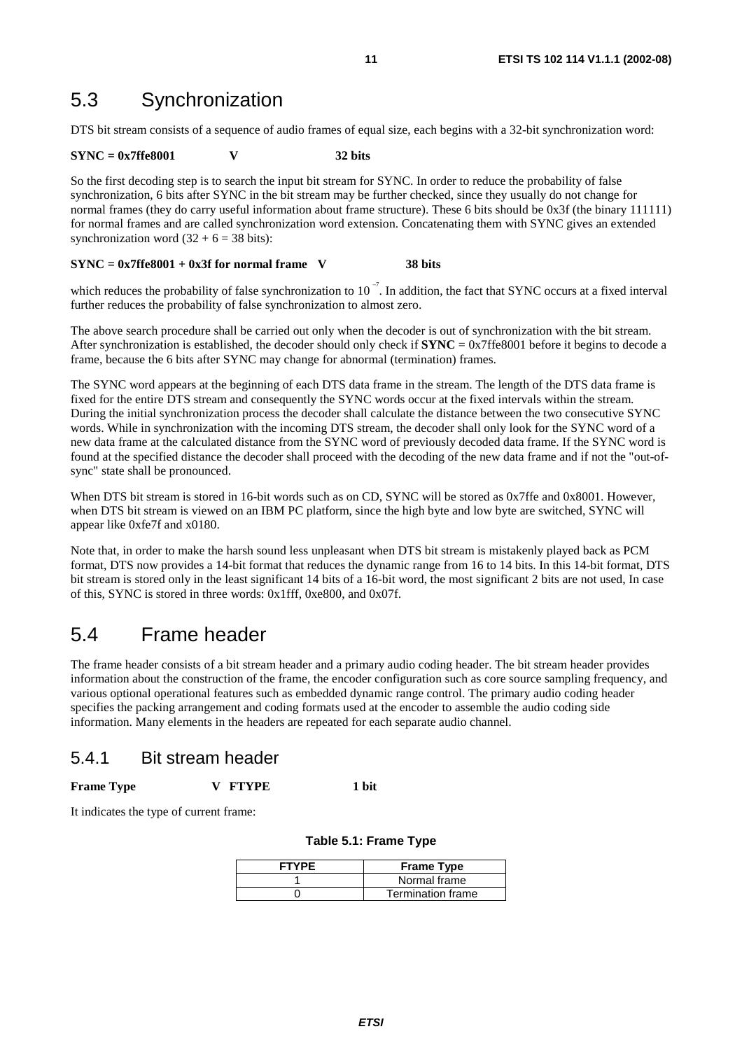## 5.3 Synchronization

DTS bit stream consists of a sequence of audio frames of equal size, each begins with a 32-bit synchronization word:

**SYNC = 0x7ffe8001 V 32 bits**

So the first decoding step is to search the input bit stream for SYNC. In order to reduce the probability of false synchronization, 6 bits after SYNC in the bit stream may be further checked, since they usually do not change for normal frames (they do carry useful information about frame structure). These 6 bits should be 0x3f (the binary 111111) for normal frames and are called synchronization word extension. Concatenating them with SYNC gives an extended synchronization word (32 + 6 = 38 bits):

**SYNC = 0x7ffe8001 + 0x3f for normal frame V 38 bits**

which reduces the probability of false synchronization to $10^{-7}$. In addition, the fact that SYNC occurs at a fixed interval further reduces the probability of false synchronization to almost zero.

The above search procedure shall be carried out only when the decoder is out of synchronization with the bit stream. After synchronization is established, the decoder should only check if **SYNC** = 0x7ffe8001 before it begins to decode a frame, because the 6 bits after SYNC may change for abnormal (termination) frames.

The SYNC word appears at the beginning of each DTS data frame in the stream. The length of the DTS data frame is fixed for the entire DTS stream and consequently the SYNC words occur at the fixed intervals within the stream. During the initial synchronization process the decoder shall calculate the distance between the two consecutive SYNC words. While in synchronization with the incoming DTS stream, the decoder shall only look for the SYNC word of a new data frame at the calculated distance from the SYNC word of previously decoded data frame. If the SYNC word is found at the specified distance the decoder shall proceed with the decoding of the new data frame and if not the "out-of-sync" state shall be pronounced.

When DTS bit stream is stored in 16-bit words such as on CD, SYNC will be stored as 0x7ffe and 0x8001. However, when DTS bit stream is viewed on an IBM PC platform, since the high byte and low byte are switched, SYNC will appear like 0xfe7f and x0180.

Note that, in order to make the harsh sound less unpleasant when DTS bit stream is mistakenly played back as PCM format, DTS now provides a 14-bit format that reduces the dynamic range from 16 to 14 bits. In this 14-bit format, DTS bit stream is stored only in the least significant 14 bits of a 16-bit word, the most significant 2 bits are not used, In case of this, SYNC is stored in three words: 0x1fff, 0xe800, and 0x07f.

## 5.4 Frame header

The frame header consists of a bit stream header and a primary audio coding header. The bit stream header provides information about the construction of the frame, the encoder configuration such as core source sampling frequency, and various optional operational features such as embedded dynamic range control. The primary audio coding header specifies the packing arrangement and coding formats used at the encoder to assemble the audio coding side information. Many elements in the headers are repeated for each separate audio channel.

### 5.4.1 Bit stream header

**Frame Type V FTYPE 1 bit**

It indicates the type of current frame:

**Table 5.1: Frame Type**

| FTYPE | Frame Type |
|---|---|
| 1 | Normal frame |
| 0 | Termination frame |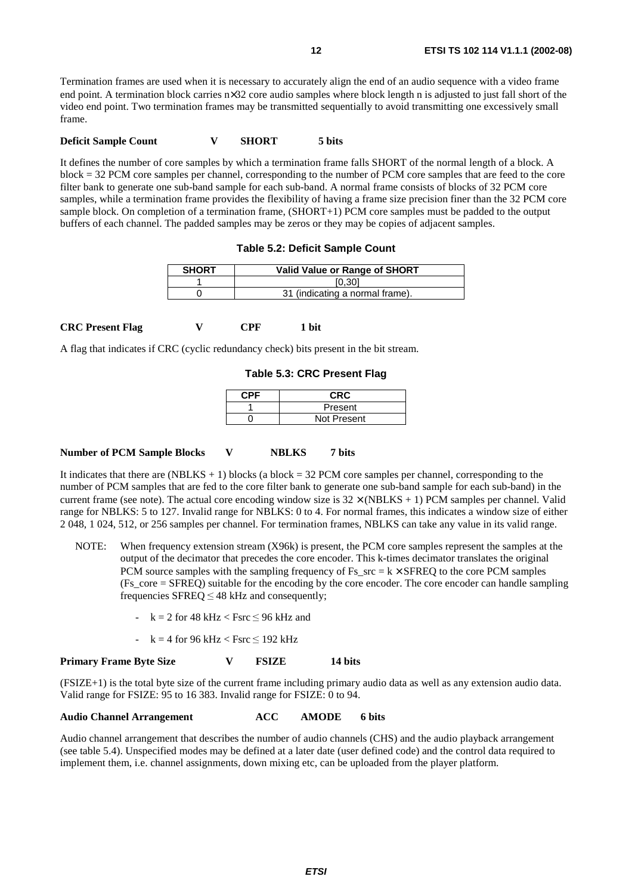Termination frames are used when it is necessary to accurately align the end of an audio sequence with a video frame end point. A termination block carries n×32 core audio samples where block length n is adjusted to just fall short of the video end point. Two termination frames may be transmitted sequentially to avoid transmitting one excessively small frame.

**Deficit Sample Count V SHORT 5 bits**

It defines the number of core samples by which a termination frame falls SHORT of the normal length of a block. A block = 32 PCM core samples per channel, corresponding to the number of PCM core samples that are feed to the core filter bank to generate one sub-band sample for each sub-band. A normal frame consists of blocks of 32 PCM core samples, while a termination frame provides the flexibility of having a frame size precision finer than the 32 PCM core sample block. On completion of a termination frame, (SHORT+1) PCM core samples must be padded to the output buffers of each channel. The padded samples may be zeros or they may be copies of adjacent samples.

**Table 5.2: Deficit Sample Count**

| SHORT | Valid Value or Range of SHORT |
|---|---|
| 1 | [0,30] |
| 0 | 31 (indicating a normal frame). |

**CRC Present Flag V CPF 1 bit**

A flag that indicates if CRC (cyclic redundancy check) bits present in the bit stream.

**Table 5.3: CRC Present Flag**

| CPF | CRC |
|---|---|
| 1 | Present |
| 0 | Not Present |

**Number of PCM Sample Blocks V NBLKS 7 bits**

It indicates that there are (NBLKS + 1) blocks (a block = 32 PCM core samples per channel, corresponding to the number of PCM samples that are fed to the core filter bank to generate one sub-band sample for each sub-band) in the current frame (see note). The actual core encoding window size is $32 \times (\text{NBLKS} + 1)$ PCM samples per channel. Valid range for NBLKS: 5 to 127. Invalid range for NBLKS: 0 to 4. For normal frames, this indicates a window size of either 2 048, 1 024, 512, or 256 samples per channel. For termination frames, NBLKS can take any value in its valid range.

NOTE: When frequency extension stream (X96k) is present, the PCM core samples represent the samples at the output of the decimator that precedes the core encoder. This k-times decimator translates the original PCM source samples with the sampling frequency of $Fs\_src = k \times SFREQ$ to the core PCM samples ($Fs\_core = SFREQ$) suitable for the encoding by the core encoder. The core encoder can handle sampling frequencies $SFREQ \leq 48$ kHz and consequently;

- $k = 2$ for 48 kHz $< Fsrc \leq 96$ kHz and
- $k = 4$ for 96 kHz $< Fsrc \leq 192$ kHz

**Primary Frame Byte Size V FSIZE 14 bits**

(FSIZE+1) is the total byte size of the current frame including primary audio data as well as any extension audio data. Valid range for FSIZE: 95 to 16 383. Invalid range for FSIZE: 0 to 94.

**Audio Channel Arrangement ACC AMODE 6 bits**

Audio channel arrangement that describes the number of audio channels (CHS) and the audio playback arrangement (see table 5.4). Unspecified modes may be defined at a later date (user defined code) and the control data required to implement them, i.e. channel assignments, down mixing etc, can be uploaded from the player platform.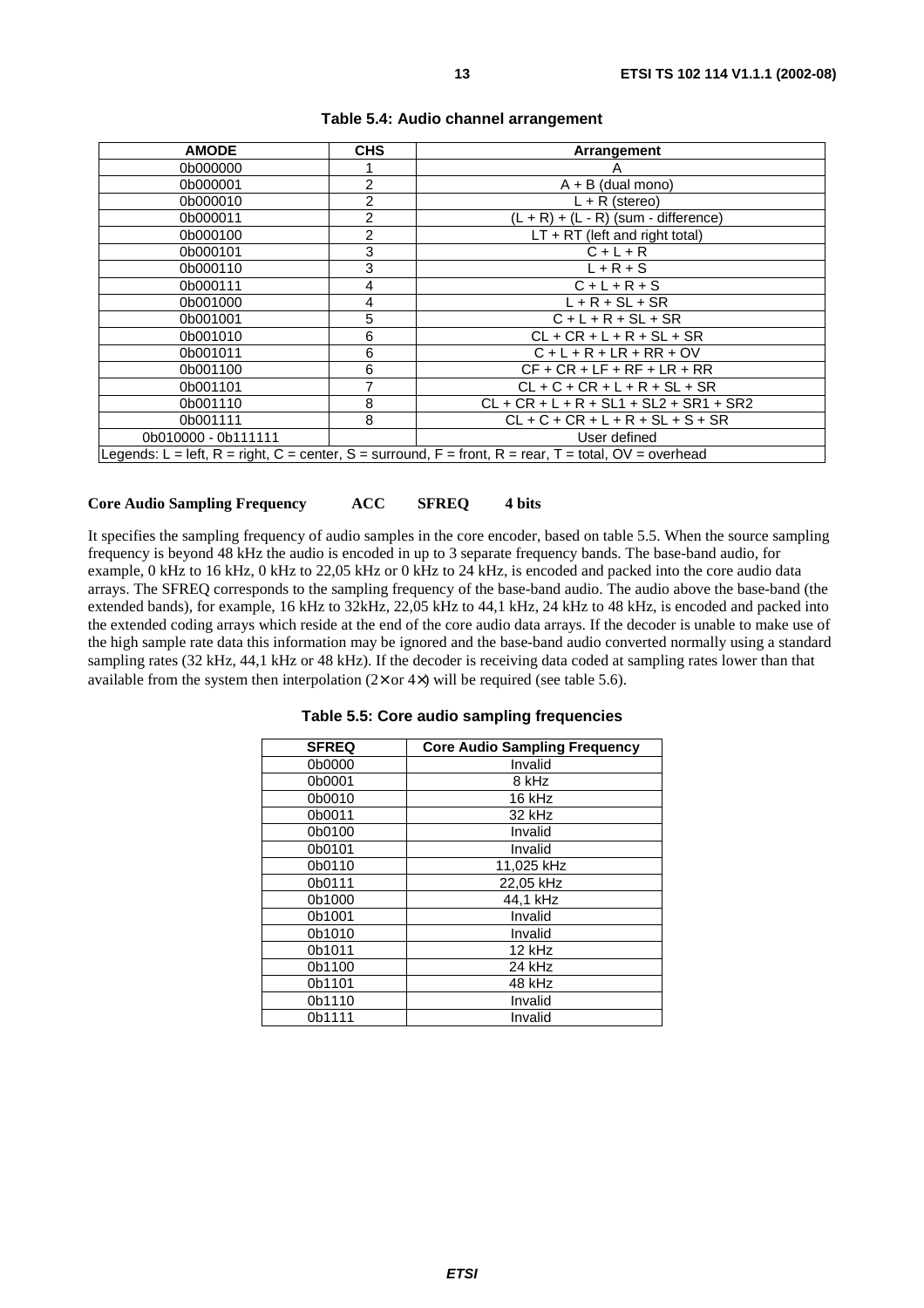**Table 5.4: Audio channel arrangement**

| AMODE | CHS | Arrangement |
|---|---|---|
| 0b000000 | 1 | A |
| 0b000001 | 2 | A + B (dual mono) |
| 0b000010 | 2 | L + R (stereo) |
| 0b000011 | 2 | (L + R) + (L - R) (sum - difference) |
| 0b000100 | 2 | LT + RT (left and right total) |
| 0b000101 | 3 | C + L + R |
| 0b000110 | 3 | L + R + S |
| 0b000111 | 4 | C + L + R + S |
| 0b001000 | 4 | L + R + SL + SR |
| 0b001001 | 5 | C + L + R + SL + SR |
| 0b001010 | 6 | CL + CR + L + R + SL + SR |
| 0b001011 | 6 | C + L + R + LR + RR + OV |
| 0b001100 | 6 | CF + CR + LF + RF + LR + RR |
| 0b001101 | 7 | CL + C + CR + L + R + SL + SR |
| 0b001110 | 8 | CL + CR + L + R + SL1 + SL2 + SR1 + SR2 |
| 0b001111 | 8 | CL + C + CR + L + R + SL + S + SR |
| 0b010000 - 0b111111 | | User defined |
| Legends: L = left, R = right, C = center, S = surround, F = front, R = rear, T = total, OV = overhead | | |

**Core Audio Sampling Frequency ACC SFREQ 4 bits**

It specifies the sampling frequency of audio samples in the core encoder, based on table 5.5. When the source sampling frequency is beyond 48 kHz the audio is encoded in up to 3 separate frequency bands. The base-band audio, for example, 0 kHz to 16 kHz, 0 kHz to 22,05 kHz or 0 kHz to 24 kHz, is encoded and packed into the core audio data arrays. The SFREQ corresponds to the sampling frequency of the base-band audio. The audio above the base-band (the extended bands), for example, 16 kHz to 32kHz, 22,05 kHz to 44,1 kHz, 24 kHz to 48 kHz, is encoded and packed into the extended coding arrays which reside at the end of the core audio data arrays. If the decoder is unable to make use of the high sample rate data this information may be ignored and the base-band audio converted normally using a standard sampling rates (32 kHz, 44,1 kHz or 48 kHz). If the decoder is receiving data coded at sampling rates lower than that available from the system then interpolation (2× or 4×) will be required (see table 5.6).

**Table 5.5: Core audio sampling frequencies**

| SFREQ | Core Audio Sampling Frequency |
|---|---|
| 0b0000 | Invalid |
| 0b0001 | 8 kHz |
| 0b0010 | 16 kHz |
| 0b0011 | 32 kHz |
| 0b0100 | Invalid |
| 0b0101 | Invalid |
| 0b0110 | 11,025 kHz |
| 0b0111 | 22,05 kHz |
| 0b1000 | 44,1 kHz |
| 0b1001 | Invalid |
| 0b1010 | Invalid |
| 0b1011 | 12 kHz |
| 0b1100 | 24 kHz |
| 0b1101 | 48 kHz |
| 0b1110 | Invalid |
| 0b1111 | Invalid |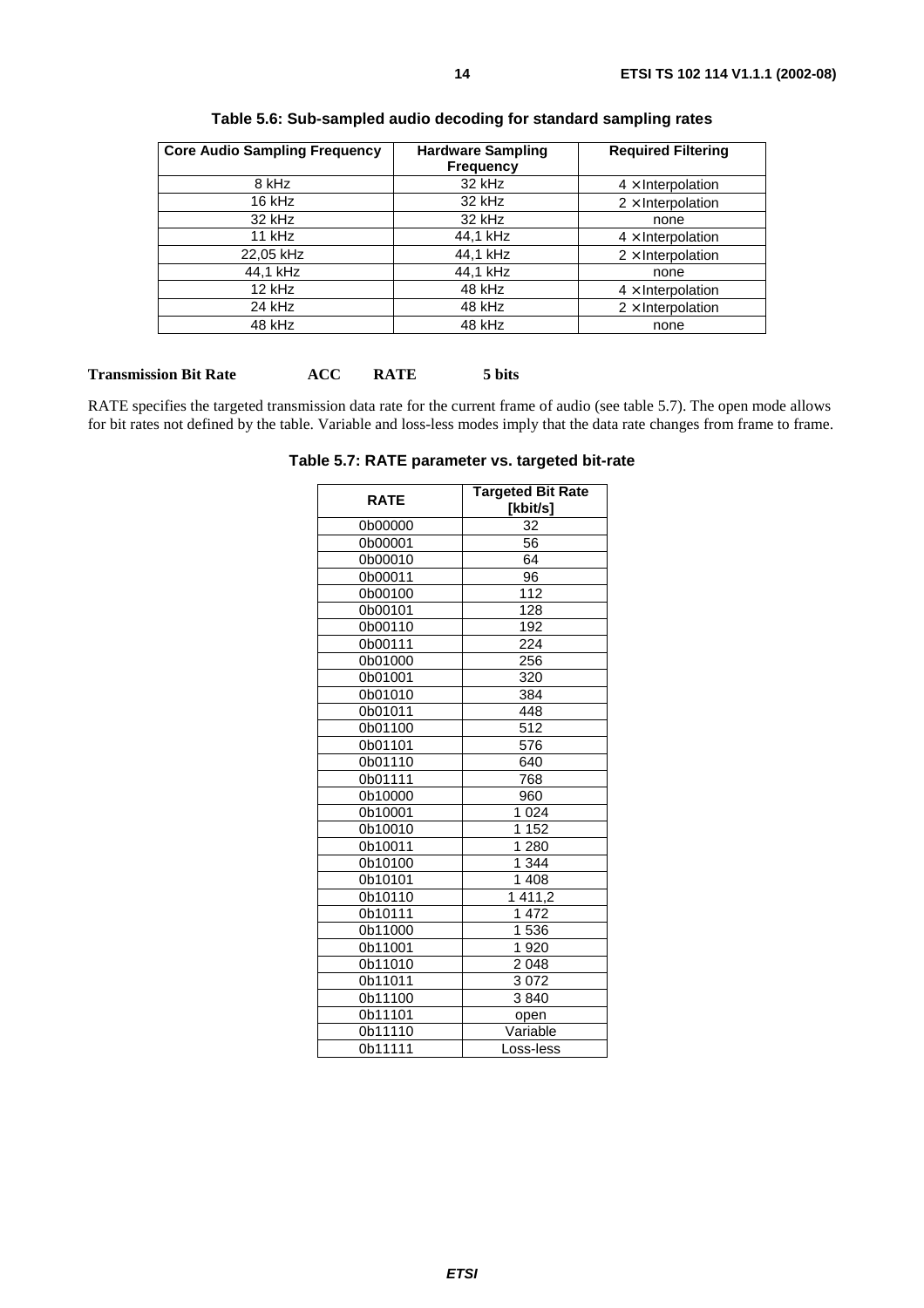**Table 5.6: Sub-sampled audio decoding for standard sampling rates**

| Core Audio Sampling Frequency | Hardware Sampling Frequency | Required Filtering |
|---|---|---|
| 8 kHz | 32 kHz | 4 × Interpolation |
| 16 kHz | 32 kHz | 2 × Interpolation |
| 32 kHz | 32 kHz | none |
| 11 kHz | 44,1 kHz | 4 × Interpolation |
| 22,05 kHz | 44,1 kHz | 2 × Interpolation |
| 44,1 kHz | 44,1 kHz | none |
| 12 kHz | 48 kHz | 4 × Interpolation |
| 24 kHz | 48 kHz | 2 × Interpolation |
| 48 kHz | 48 kHz | none |

**Transmission Bit Rate ACC RATE 5 bits**

RATE specifies the targeted transmission data rate for the current frame of audio (see table 5.7). The open mode allows for bit rates not defined by the table. Variable and loss-less modes imply that the data rate changes from frame to frame.

**Table 5.7: RATE parameter vs. targeted bit-rate**

| RATE | Targeted Bit Rate [kbit/s] |
|---|---|
| 0b00000 | 32 |
| 0b00001 | 56 |
| 0b00010 | 64 |
| 0b00011 | 96 |
| 0b00100 | 112 |
| 0b00101 | 128 |
| 0b00110 | 192 |
| 0b00111 | 224 |
| 0b01000 | 256 |
| 0b01001 | 320 |
| 0b01010 | 384 |
| 0b01011 | 448 |
| 0b01100 | 512 |
| 0b01101 | 576 |
| 0b01110 | 640 |
| 0b01111 | 768 |
| 0b10000 | 960 |
| 0b10001 | 1 024 |
| 0b10010 | 1 152 |
| 0b10011 | 1 280 |
| 0b10100 | 1 344 |
| 0b10101 | 1 408 |
| 0b10110 | 1 411,2 |
| 0b10111 | 1 472 |
| 0b11000 | 1 536 |
| 0b11001 | 1 920 |
| 0b11010 | 2 048 |
| 0b11011 | 3 072 |
| 0b11100 | 3 840 |
| 0b11101 | open |
| 0b11110 | Variable |
| 0b11111 | Loss-less |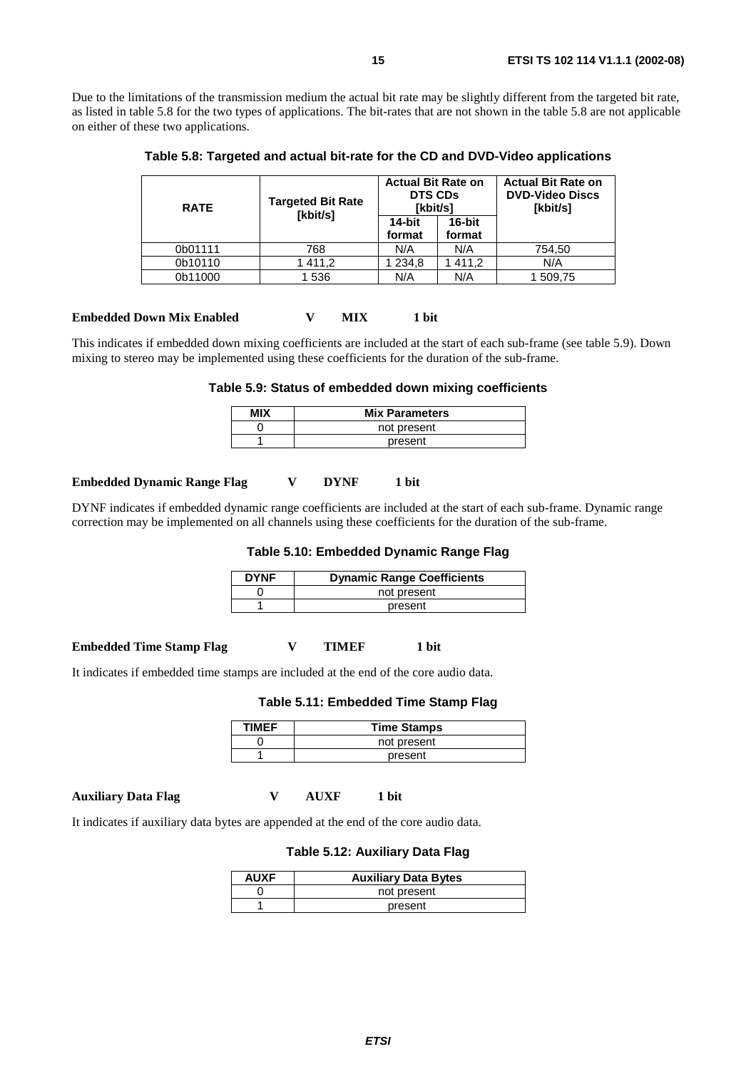Due to the limitations of the transmission medium the actual bit rate may be slightly different from the targeted bit rate, as listed in table 5.8 for the two types of applications. The bit-rates that are not shown in the table 5.8 are not applicable on either of these two applications.

**Table 5.8: Targeted and actual bit-rate for the CD and DVD-Video applications**

| RATE | Targeted Bit Rate [kbit/s] | Actual Bit Rate on DTS CDs [kbit/s] | | Actual Bit Rate on DVD-Video Discs [kbit/s] |
|---|---|---|---|---|
| | | 14-bit format | 16-bit format | |
| 0b01111 | 768 | N/A | N/A | 754,50 |
| 0b10110 | 1 411,2 | 1 234,8 | 1 411,2 | N/A |
| 0b11000 | 1 536 | N/A | N/A | 1 509,75 |

**Embedded Down Mix Enabled V MIX 1 bit**

This indicates if embedded down mixing coefficients are included at the start of each sub-frame (see table 5.9). Down mixing to stereo may be implemented using these coefficients for the duration of the sub-frame.

**Table 5.9: Status of embedded down mixing coefficients**

| MIX | Mix Parameters |
|---|---|
| 0 | not present |
| 1 | present |

**Embedded Dynamic Range Flag V DYNF 1 bit**

DYNF indicates if embedded dynamic range coefficients are included at the start of each sub-frame. Dynamic range correction may be implemented on all channels using these coefficients for the duration of the sub-frame.

**Table 5.10: Embedded Dynamic Range Flag**

| DYNF | Dynamic Range Coefficients |
|---|---|
| 0 | not present |
| 1 | present |

**Embedded Time Stamp Flag V TIMEF 1 bit**

It indicates if embedded time stamps are included at the end of the core audio data.

**Table 5.11: Embedded Time Stamp Flag**

| TIMEF | Time Stamps |
|---|---|
| 0 | not present |
| 1 | present |

**Auxiliary Data Flag V AUXF 1 bit**

It indicates if auxiliary data bytes are appended at the end of the core audio data.

**Table 5.12: Auxiliary Data Flag**

| AUXF | Auxiliary Data Bytes |
|---|---|
| 0 | not present |
| 1 | present |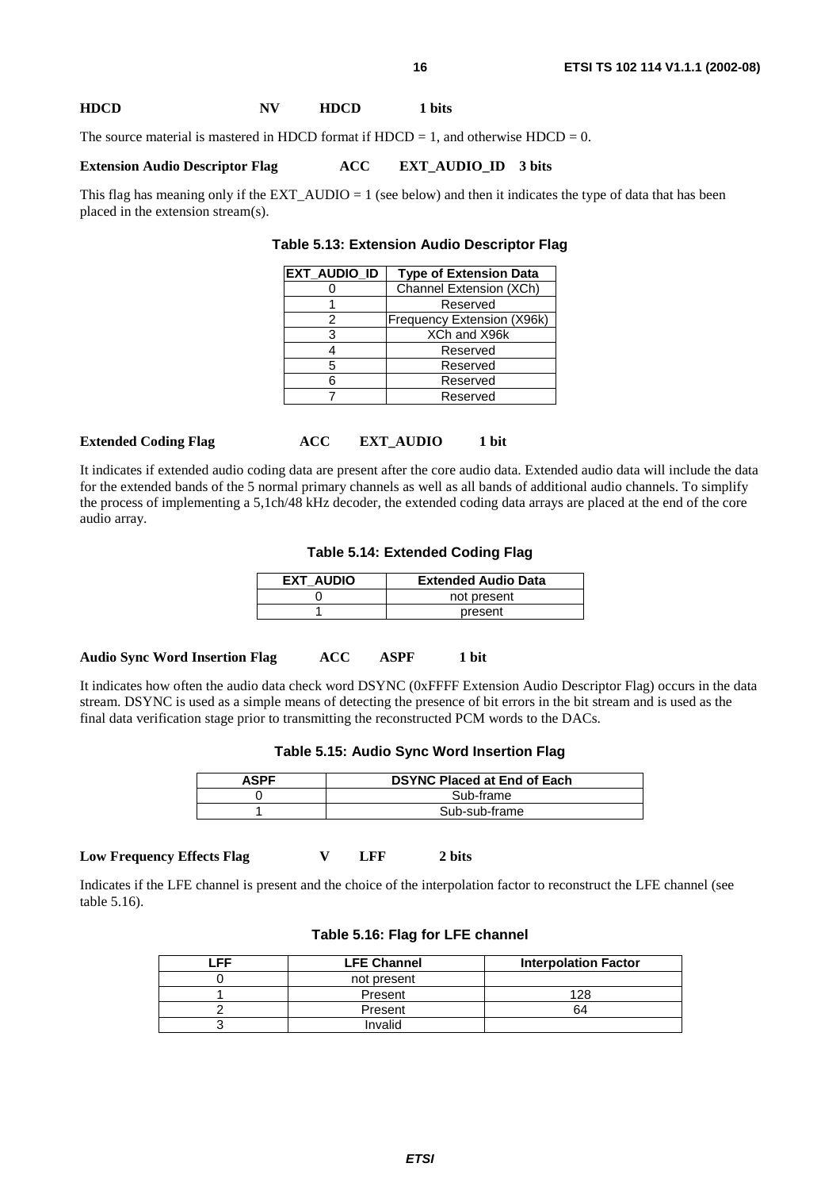**HDCD NV HDCD 1 bits**

The source material is mastered in HDCD format if HDCD = 1, and otherwise HDCD = 0.

**Extension Audio Descriptor Flag ACC EXT_AUDIO_ID 3 bits**

This flag has meaning only if the EXT_AUDIO = 1 (see below) and then it indicates the type of data that has been placed in the extension stream(s).

**Table 5.13: Extension Audio Descriptor Flag**

| EXT_AUDIO_ID | Type of Extension Data |
|---|---|
| 0 | Channel Extension (XCh) |
| 1 | Reserved |
| 2 | Frequency Extension (X96k) |
| 3 | XCh and X96k |
| 4 | Reserved |
| 5 | Reserved |
| 6 | Reserved |
| 7 | Reserved |

**Extended Coding Flag ACC EXT_AUDIO 1 bit**

It indicates if extended audio coding data are present after the core audio data. Extended audio data will include the data for the extended bands of the 5 normal primary channels as well as all bands of additional audio channels. To simplify the process of implementing a 5,1ch/48 kHz decoder, the extended coding data arrays are placed at the end of the core audio array.

**Table 5.14: Extended Coding Flag**

| EXT_AUDIO | Extended Audio Data |
|---|---|
| 0 | not present |
| 1 | present |

**Audio Sync Word Insertion Flag ACC ASPF 1 bit**

It indicates how often the audio data check word DSYNC (0xFFFF Extension Audio Descriptor Flag) occurs in the data stream. DSYNC is used as a simple means of detecting the presence of bit errors in the bit stream and is used as the final data verification stage prior to transmitting the reconstructed PCM words to the DACs.

**Table 5.15: Audio Sync Word Insertion Flag**

| ASPF | DSYNC Placed at End of Each |
|---|---|
| 0 | Sub-frame |
| 1 | Sub-sub-frame |

**Low Frequency Effects Flag V LFF 2 bits**

Indicates if the LFE channel is present and the choice of the interpolation factor to reconstruct the LFE channel (see table 5.16).

**Table 5.16: Flag for LFE channel**

| LFF | LFE Channel | Interpolation Factor |
|---|---|---|
| 0 | not present | |
| 1 | Present | 128 |
| 2 | Present | 64 |
| 3 | Invalid | |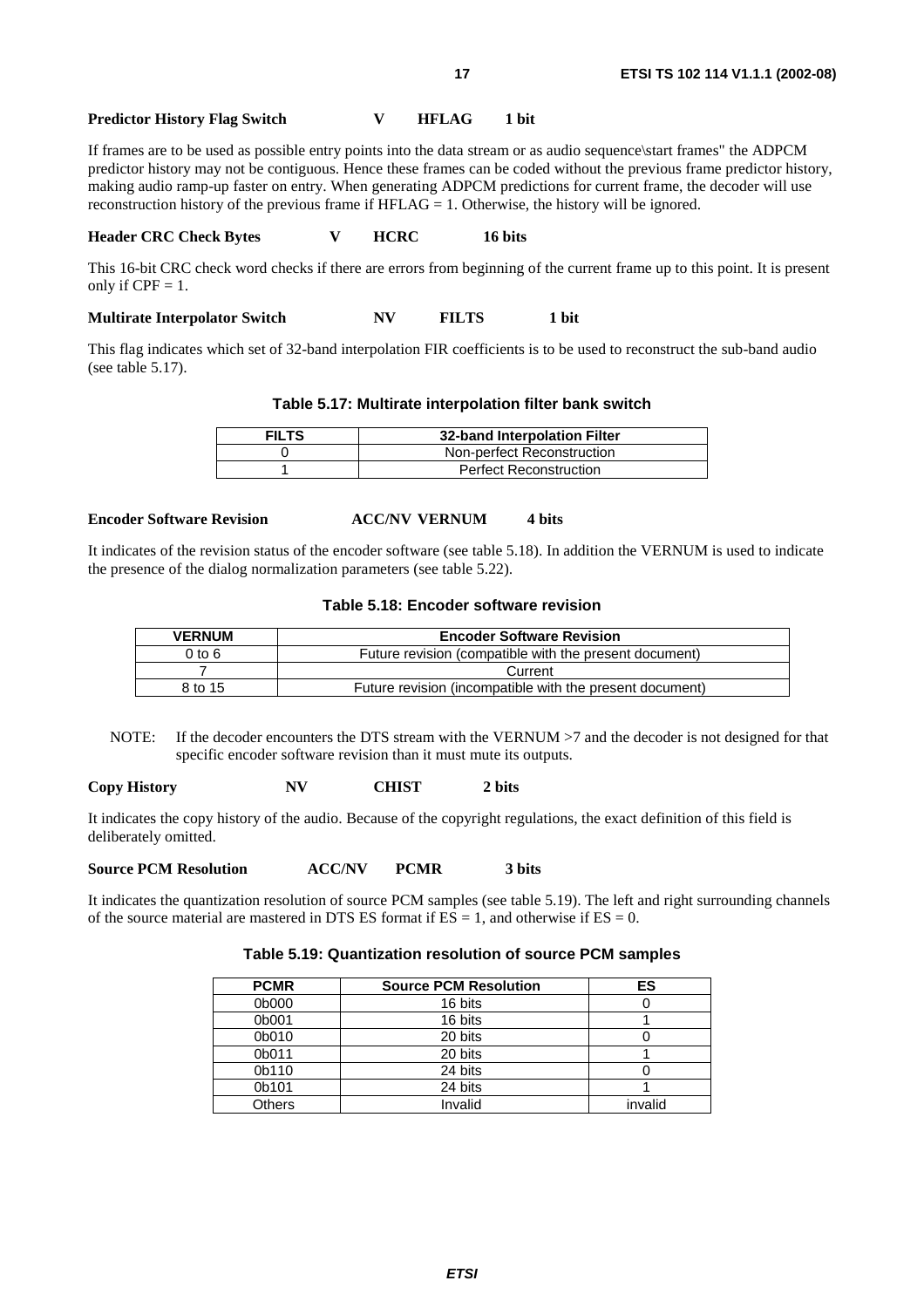**Predictor History Flag Switch V HFLAG 1 bit**

If frames are to be used as possible entry points into the data stream or as audio sequence\start frames" the ADPCM predictor history may not be contiguous. Hence these frames can be coded without the previous frame predictor history, making audio ramp-up faster on entry. When generating ADPCM predictions for current frame, the decoder will use reconstruction history of the previous frame if HFLAG = 1. Otherwise, the history will be ignored.

**Header CRC Check Bytes V HCRC 16 bits**

This 16-bit CRC check word checks if there are errors from beginning of the current frame up to this point. It is present only if CPF = 1.

**Multirate Interpolator Switch NV FILTS 1 bit**

This flag indicates which set of 32-band interpolation FIR coefficients is to be used to reconstruct the sub-band audio (see table 5.17).

**Table 5.17: Multirate interpolation filter bank switch**

| FILTS | 32-band Interpolation Filter |
|---|---|
| 0 | Non-perfect Reconstruction |
| 1 | Perfect Reconstruction |

**Encoder Software Revision ACC/NV VERNUM 4 bits**

It indicates of the revision status of the encoder software (see table 5.18). In addition the VERNUM is used to indicate the presence of the dialog normalization parameters (see table 5.22).

**Table 5.18: Encoder software revision**

| VERNUM | Encoder Software Revision |
|---|---|
| 0 to 6 | Future revision (compatible with the present document) |
| 7 | Current |
| 8 to 15 | Future revision (incompatible with the present document) |

NOTE: If the decoder encounters the DTS stream with the VERNUM >7 and the decoder is not designed for that specific encoder software revision than it must mute its outputs.

**Copy History NV CHIST 2 bits**

It indicates the copy history of the audio. Because of the copyright regulations, the exact definition of this field is deliberately omitted.

**Source PCM Resolution ACC/NV PCMR 3 bits**

It indicates the quantization resolution of source PCM samples (see table 5.19). The left and right surrounding channels of the source material are mastered in DTS ES format if ES = 1, and otherwise if ES = 0.

**Table 5.19: Quantization resolution of source PCM samples**

| PCMR | Source PCM Resolution | ES |
|---|---|---|
| 0b000 | 16 bits | 0 |
| 0b001 | 16 bits | 1 |
| 0b010 | 20 bits | 0 |
| 0b011 | 20 bits | 1 |
| 0b110 | 24 bits | 0 |
| 0b101 | 24 bits | 1 |
| Others | Invalid | invalid |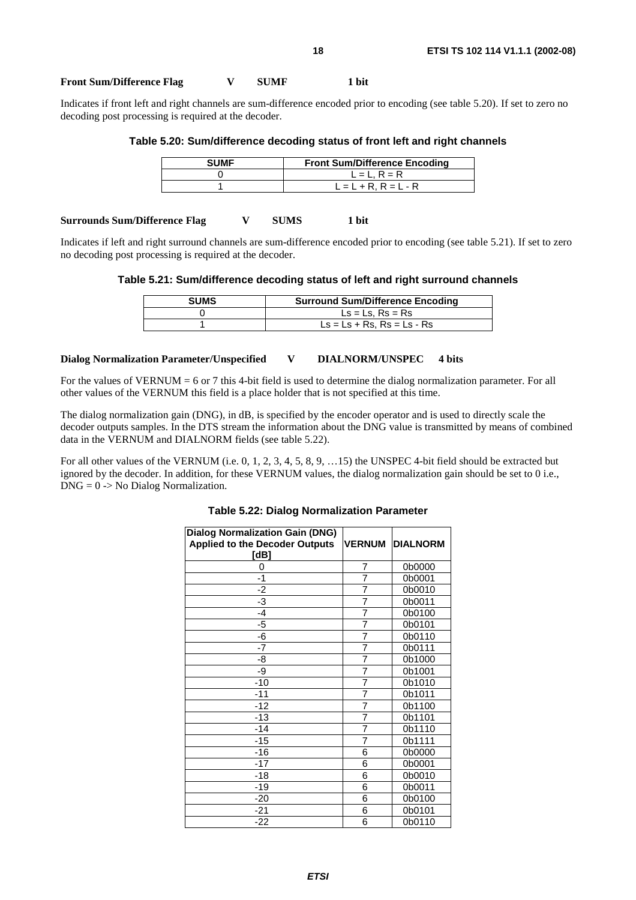**Front Sum/Difference Flag V SUMF 1 bit**

Indicates if front left and right channels are sum-difference encoded prior to encoding (see table 5.20). If set to zero no decoding post processing is required at the decoder.

**Table 5.20: Sum/difference decoding status of front left and right channels**

| SUMF | Front Sum/Difference Encoding |
|---|---|
| 0 | L = L, R = R |
| 1 | L = L + R, R = L - R |

**Surrounds Sum/Difference Flag V SUMS 1 bit**

Indicates if left and right surround channels are sum-difference encoded prior to encoding (see table 5.21). If set to zero no decoding post processing is required at the decoder.

**Table 5.21: Sum/difference decoding status of left and right surround channels**

| SUMS | Surround Sum/Difference Encoding |
|---|---|
| 0 | Ls = Ls, Rs = Rs |
| 1 | Ls = Ls + Rs, Rs = Ls - Rs |

**Dialog Normalization Parameter/Unspecified V DIALNORM/UNSPEC 4 bits**

For the values of VERNUM = 6 or 7 this 4-bit field is used to determine the dialog normalization parameter. For all other values of the VERNUM this field is a place holder that is not specified at this time.

The dialog normalization gain (DNG), in dB, is specified by the encoder operator and is used to directly scale the decoder outputs samples. In the DTS stream the information about the DNG value is transmitted by means of combined data in the VERNUM and DIALNORM fields (see table 5.22).

For all other values of the VERNUM (i.e. 0, 1, 2, 3, 4, 5, 8, 9, …15) the UNSPEC 4-bit field should be extracted but ignored by the decoder. In addition, for these VERNUM values, the dialog normalization gain should be set to 0 i.e., DNG = 0 -> No Dialog Normalization.

**Table 5.22: Dialog Normalization Parameter**

| Dialog Normalization Gain (DNG) Applied to the Decoder Outputs [dB] | VERNUM | DIALNORM |
|---|---|---|
| 0 | 7 | 0b0000 |
| -1 | 7 | 0b0001 |
| -2 | 7 | 0b0010 |
| -3 | 7 | 0b0011 |
| -4 | 7 | 0b0100 |
| -5 | 7 | 0b0101 |
| -6 | 7 | 0b0110 |
| -7 | 7 | 0b0111 |
| -8 | 7 | 0b1000 |
| -9 | 7 | 0b1001 |
| -10 | 7 | 0b1010 |
| -11 | 7 | 0b1011 |
| -12 | 7 | 0b1100 |
| -13 | 7 | 0b1101 |
| -14 | 7 | 0b1110 |
| -15 | 7 | 0b1111 |
| -16 | 6 | 0b0000 |
| -17 | 6 | 0b0001 |
| -18 | 6 | 0b0010 |
| -19 | 6 | 0b0011 |
| -20 | 6 | 0b0100 |
| -21 | 6 | 0b0101 |
| -22 | 6 | 0b0110 |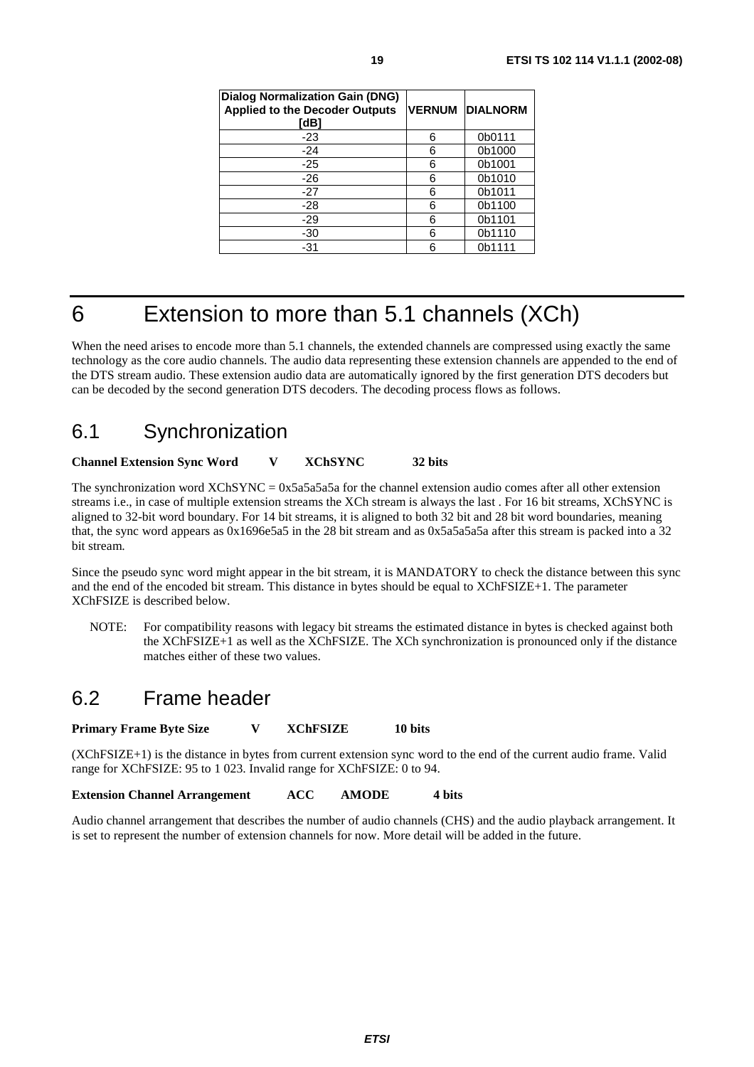| Dialog Normalization Gain (DNG) Applied to the Decoder Outputs [dB] | VERNUM | DIALNORM |
| --- | --- | --- |
| -23 | 6 | 0b0111 |
| -24 | 6 | 0b1000 |
| -25 | 6 | 0b1001 |
| -26 | 6 | 0b1010 |
| -27 | 6 | 0b1011 |
| -28 | 6 | 0b1100 |
| -29 | 6 | 0b1101 |
| -30 | 6 | 0b1110 |
| -31 | 6 | 0b1111 |

# 6 Extension to more than 5.1 channels (XCh)

When the need arises to encode more than 5.1 channels, the extended channels are compressed using exactly the same technology as the core audio channels. The audio data representing these extension channels are appended to the end of the DTS stream audio. These extension audio data are automatically ignored by the first generation DTS decoders but can be decoded by the second generation DTS decoders. The decoding process flows as follows.

## 6.1 Synchronization

**Channel Extension Sync Word V XChSYNC 32 bits**

The synchronization word XChSYNC = 0x5a5a5a5a for the channel extension audio comes after all other extension streams i.e., in case of multiple extension streams the XCh stream is always the last . For 16 bit streams, XChSYNC is aligned to 32-bit word boundary. For 14 bit streams, it is aligned to both 32 bit and 28 bit word boundaries, meaning that, the sync word appears as 0x1696e5a5 in the 28 bit stream and as 0x5a5a5a5a after this stream is packed into a 32 bit stream.

Since the pseudo sync word might appear in the bit stream, it is MANDATORY to check the distance between this sync and the end of the encoded bit stream. This distance in bytes should be equal to XChFSIZE+1. The parameter XChFSIZE is described below.

NOTE: For compatibility reasons with legacy bit streams the estimated distance in bytes is checked against both the XChFSIZE+1 as well as the XChFSIZE. The XCh synchronization is pronounced only if the distance matches either of these two values.

## 6.2 Frame header

**Primary Frame Byte Size V XChFSIZE 10 bits**

(XChFSIZE+1) is the distance in bytes from current extension sync word to the end of the current audio frame. Valid range for XChFSIZE: 95 to 1 023. Invalid range for XChFSIZE: 0 to 94.

**Extension Channel Arrangement ACC AMODE 4 bits**

Audio channel arrangement that describes the number of audio channels (CHS) and the audio playback arrangement. It is set to represent the number of extension channels for now. More detail will be added in the future.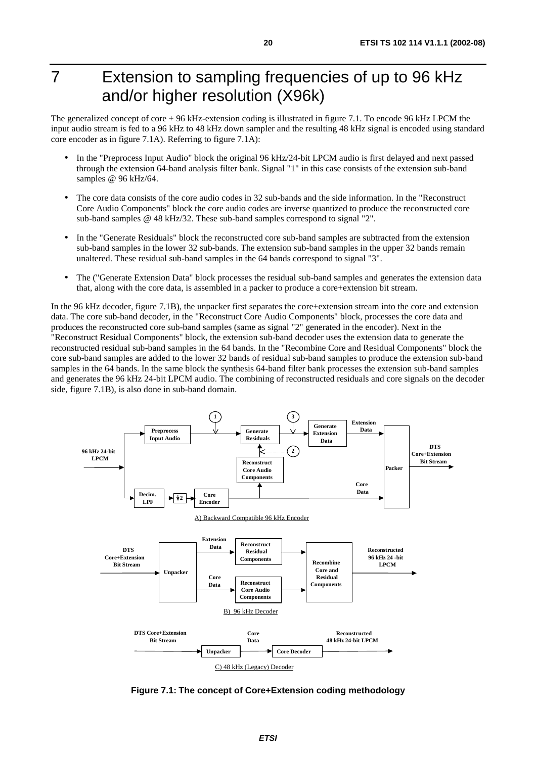# 7 Extension to sampling frequencies of up to 96 kHz and/or higher resolution (X96k)

The generalized concept of core + 96 kHz-extension coding is illustrated in figure 7.1. To encode 96 kHz LPCM the input audio stream is fed to a 96 kHz to 48 kHz down sampler and the resulting 48 kHz signal is encoded using standard core encoder as in figure 7.1A). Referring to figure 7.1A):

- In the "Preprocess Input Audio" block the original 96 kHz/24-bit LPCM audio is first delayed and next passed through the extension 64-band analysis filter bank. Signal "1" in this case consists of the extension sub-band samples @ 96 kHz/64.
- The core data consists of the core audio codes in 32 sub-bands and the side information. In the "Reconstruct Core Audio Components" block the core audio codes are inverse quantized to produce the reconstructed core sub-band samples @ 48 kHz/32. These sub-band samples correspond to signal "2".
- In the "Generate Residuals" block the reconstructed core sub-band samples are subtracted from the extension sub-band samples in the lower 32 sub-bands. The extension sub-band samples in the upper 32 bands remain unaltered. These residual sub-band samples in the 64 bands correspond to signal "3".
- The ("Generate Extension Data" block processes the residual sub-band samples and generates the extension data that, along with the core data, is assembled in a packer to produce a core+extension bit stream.

In the 96 kHz decoder, figure 7.1B), the unpacker first separates the core+extension stream into the core and extension data. The core sub-band decoder, in the "Reconstruct Core Audio Components" block, processes the core data and produces the reconstructed core sub-band samples (same as signal "2" generated in the encoder). Next in the "Reconstruct Residual Components" block, the extension sub-band decoder uses the extension data to generate the reconstructed residual sub-band samples in the 64 bands. In the "Recombine Core and Residual Components" block the core sub-band samples are added to the lower 32 bands of residual sub-band samples to produce the extension sub-band samples in the 64 bands. In the same block the synthesis 64-band filter bank processes the extension sub-band samples and generates the 96 kHz 24-bit LPCM audio. The combining of reconstructed residuals and core signals on the decoder side, figure 7.1B), is also done in sub-band domain.

A) Backward Compatible 96 kHz Encoder

B) 96 kHz Decoder

C) 48 kHz (Legacy) Decoder

**Figure 7.1: The concept of Core+Extension coding methodology**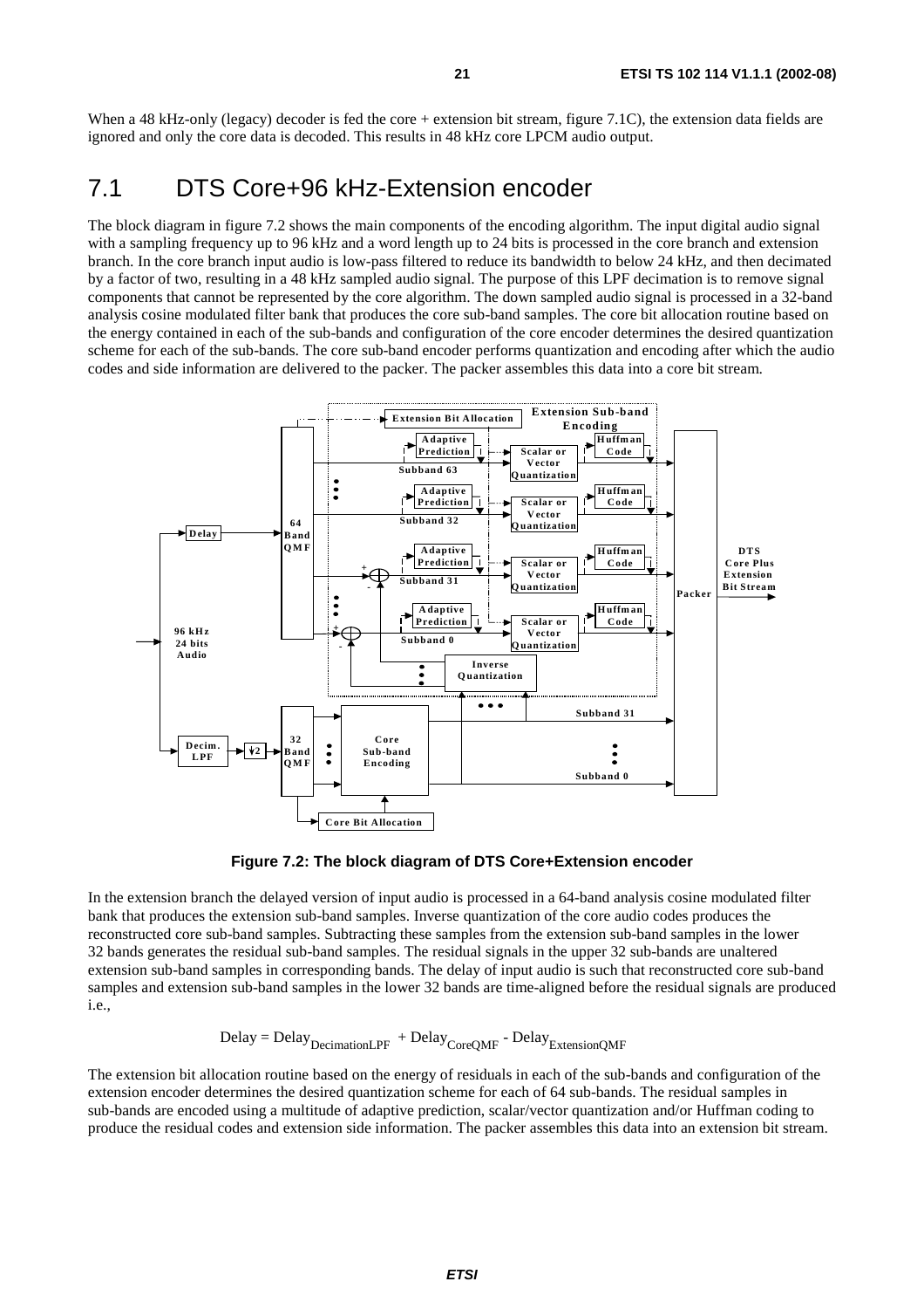When a 48 kHz-only (legacy) decoder is fed the core + extension bit stream, figure 7.1C), the extension data fields are ignored and only the core data is decoded. This results in 48 kHz core LPCM audio output.

## 7.1 DTS Core+96 kHz-Extension encoder

The block diagram in figure 7.2 shows the main components of the encoding algorithm. The input digital audio signal with a sampling frequency up to 96 kHz and a word length up to 24 bits is processed in the core branch and extension branch. In the core branch input audio is low-pass filtered to reduce its bandwidth to below 24 kHz, and then decimated by a factor of two, resulting in a 48 kHz sampled audio signal. The purpose of this LPF decimation is to remove signal components that cannot be represented by the core algorithm. The down sampled audio signal is processed in a 32-band analysis cosine modulated filter bank that produces the core sub-band samples. The core bit allocation routine based on the energy contained in each of the sub-bands and configuration of the core encoder determines the desired quantization scheme for each of the sub-bands. The core sub-band encoder performs quantization and encoding after which the audio codes and side information are delivered to the packer. The packer assembles this data into a core bit stream.

**Figure 7.2: The block diagram of DTS Core+Extension encoder**

In the extension branch the delayed version of input audio is processed in a 64-band analysis cosine modulated filter bank that produces the extension sub-band samples. Inverse quantization of the core audio codes produces the reconstructed core sub-band samples. Subtracting these samples from the extension sub-band samples in the lower 32 bands generates the residual sub-band samples. The residual signals in the upper 32 sub-bands are unaltered extension sub-band samples in corresponding bands. The delay of input audio is such that reconstructed core sub-band samples and extension sub-band samples in the lower 32 bands are time-aligned before the residual signals are produced i.e.,

$$\text{Delay} = \text{Delay}_{\text{DecimationLPF}} + \text{Delay}_{\text{CoreQMF}} - \text{Delay}_{\text{ExtensionQMF}}$$

The extension bit allocation routine based on the energy of residuals in each of the sub-bands and configuration of the extension encoder determines the desired quantization scheme for each of 64 sub-bands. The residual samples in sub-bands are encoded using a multitude of adaptive prediction, scalar/vector quantization and/or Huffman coding to produce the residual codes and extension side information. The packer assembles this data into an extension bit stream.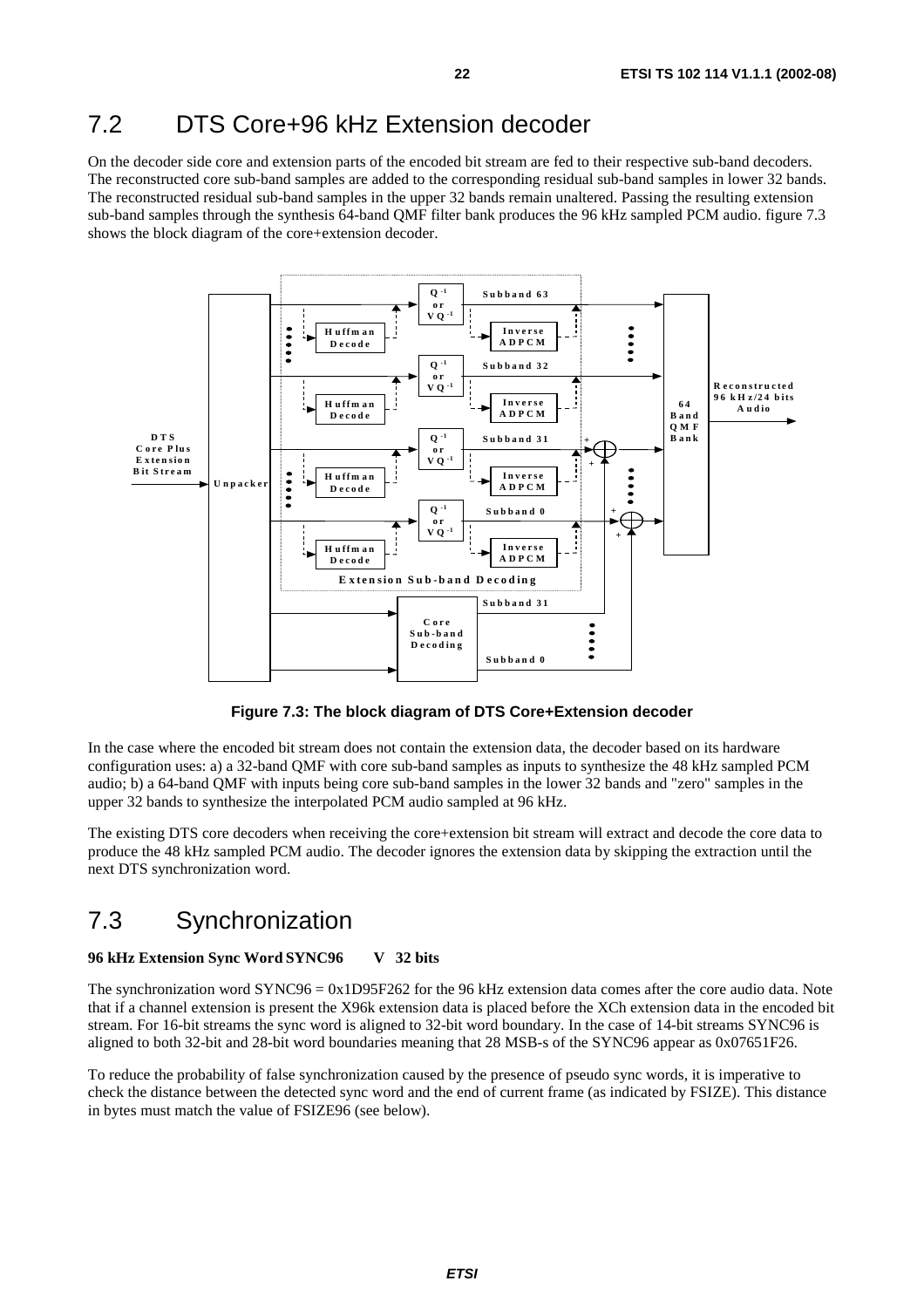## 7.2 DTS Core+96 kHz Extension decoder

On the decoder side core and extension parts of the encoded bit stream are fed to their respective sub-band decoders. The reconstructed core sub-band samples are added to the corresponding residual sub-band samples in lower 32 bands. The reconstructed residual sub-band samples in the upper 32 bands remain unaltered. Passing the resulting extension sub-band samples through the synthesis 64-band QMF filter bank produces the 96 kHz sampled PCM audio. figure 7.3 shows the block diagram of the core+extension decoder.

**Figure 7.3: The block diagram of DTS Core+Extension decoder**

In the case where the encoded bit stream does not contain the extension data, the decoder based on its hardware configuration uses: a) a 32-band QMF with core sub-band samples as inputs to synthesize the 48 kHz sampled PCM audio; b) a 64-band QMF with inputs being core sub-band samples in the lower 32 bands and "zero" samples in the upper 32 bands to synthesize the interpolated PCM audio sampled at 96 kHz.

The existing DTS core decoders when receiving the core+extension bit stream will extract and decode the core data to produce the 48 kHz sampled PCM audio. The decoder ignores the extension data by skipping the extraction until the next DTS synchronization word.

## 7.3 Synchronization

**96 kHz Extension Sync Word SYNC96 V 32 bits**

The synchronization word SYNC96 = 0x1D95F262 for the 96 kHz extension data comes after the core audio data. Note that if a channel extension is present the X96k extension data is placed before the XCh extension data in the encoded bit stream. For 16-bit streams the sync word is aligned to 32-bit word boundary. In the case of 14-bit streams SYNC96 is aligned to both 32-bit and 28-bit word boundaries meaning that 28 MSB-s of the SYNC96 appear as 0x07651F26.

To reduce the probability of false synchronization caused by the presence of pseudo sync words, it is imperative to check the distance between the detected sync word and the end of current frame (as indicated by FSIZE). This distance in bytes must match the value of FSIZE96 (see below).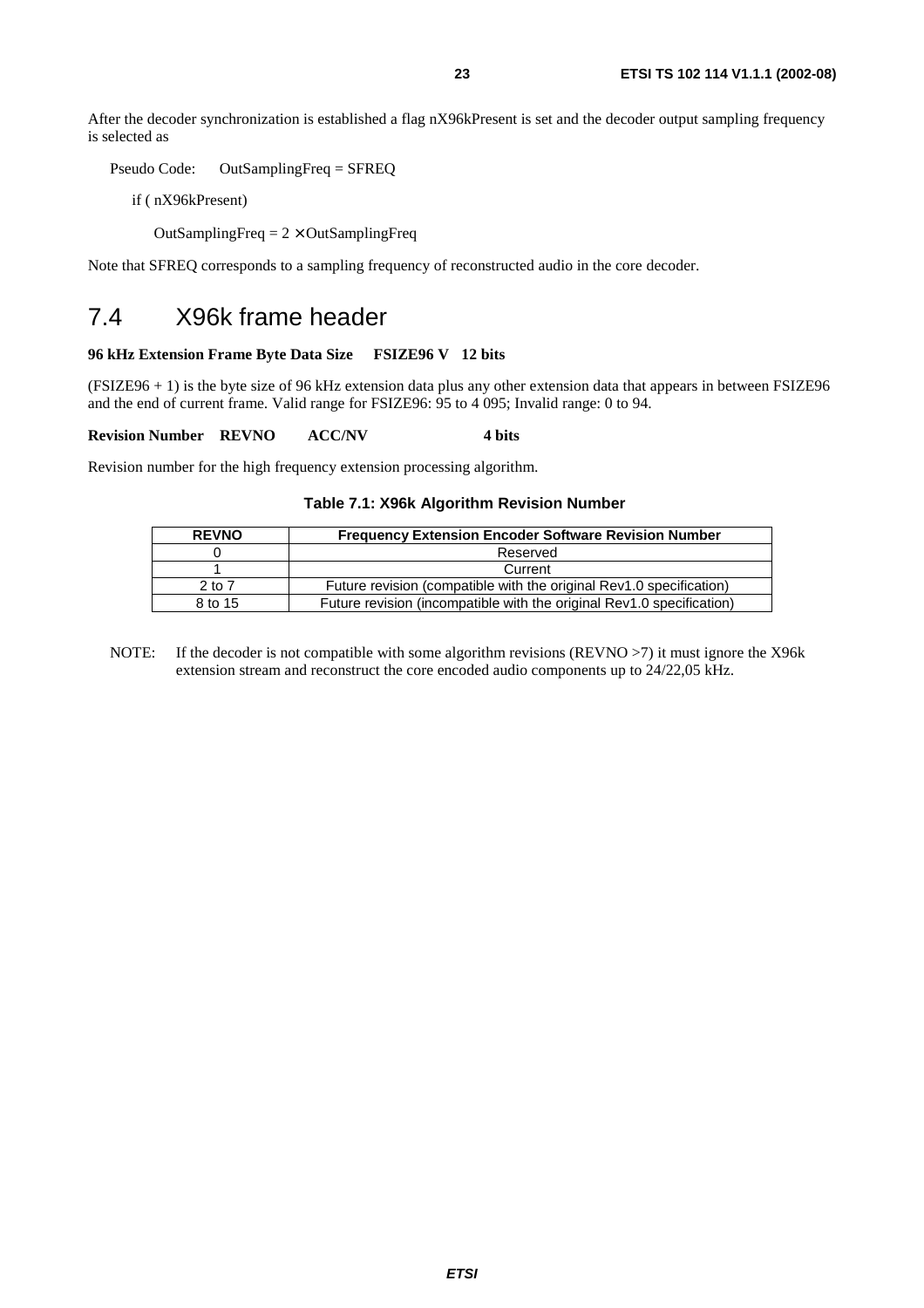After the decoder synchronization is established a flag nX96kPresent is set and the decoder output sampling frequency is selected as

```
Pseudo Code:    OutSamplingFreq = SFREQ

    if ( nX96kPresent)

        OutSamplingFreq = 2 × OutSamplingFreq
```

Note that SFREQ corresponds to a sampling frequency of reconstructed audio in the core decoder.

## 7.4 X96k frame header

**96 kHz Extension Frame Byte Data Size FSIZE96 V 12 bits**

(FSIZE96 + 1) is the byte size of 96 kHz extension data plus any other extension data that appears in between FSIZE96 and the end of current frame. Valid range for FSIZE96: 95 to 4 095; Invalid range: 0 to 94.

**Revision Number REVNO ACC/NV 4 bits**

Revision number for the high frequency extension processing algorithm.

**Table 7.1: X96k Algorithm Revision Number**

| REVNO | Frequency Extension Encoder Software Revision Number |
|---|---|
| 0 | Reserved |
| 1 | Current |
| 2 to 7 | Future revision (compatible with the original Rev1.0 specification) |
| 8 to 15 | Future revision (incompatible with the original Rev1.0 specification) |

NOTE: If the decoder is not compatible with some algorithm revisions (REVNO >7) it must ignore the X96k extension stream and reconstruct the core encoded audio components up to 24/22,05 kHz.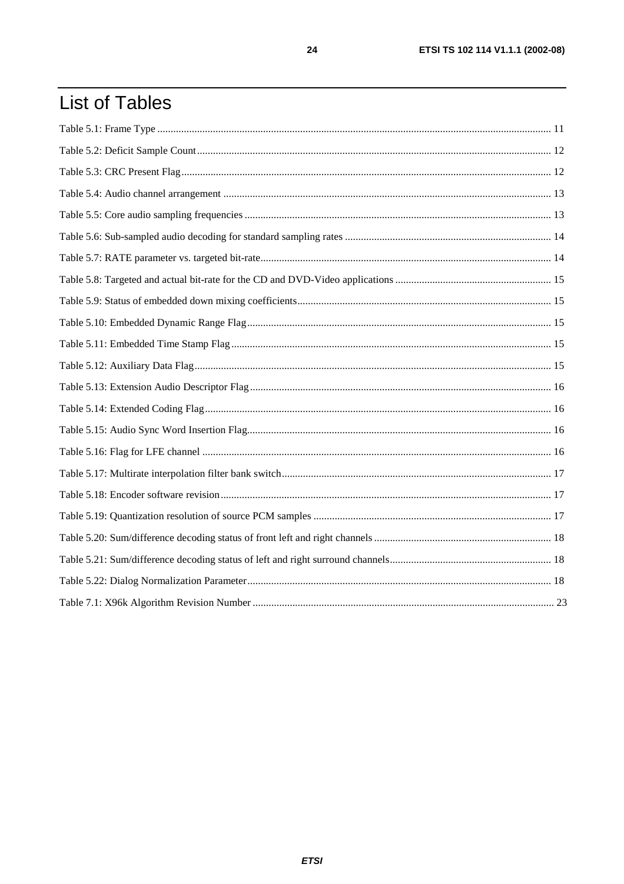# List of Tables

Table 5.1: Frame Type ........................................................................................................................................... 11

Table 5.2: Deficit Sample Count.............................................................................................................................. 12

Table 5.3: CRC Present Flag.................................................................................................................................... 12

Table 5.4: Audio channel arrangement ..................................................................................................................... 13

Table 5.5: Core audio sampling frequencies ............................................................................................................ 13

Table 5.6: Sub-sampled audio decoding for standard sampling rates ....................................................................... 14

Table 5.7: RATE parameter vs. targeted bit-rate...................................................................................................... 14

Table 5.8: Targeted and actual bit-rate for the CD and DVD-Video applications .................................................... 15

Table 5.9: Status of embedded down mixing coefficients......................................................................................... 15

Table 5.10: Embedded Dynamic Range Flag............................................................................................................ 15

Table 5.11: Embedded Time Stamp Flag.................................................................................................................. 15

Table 5.12: Auxiliary Data Flag................................................................................................................................ 15

Table 5.13: Extension Audio Descriptor Flag........................................................................................................... 16

Table 5.14: Extended Coding Flag............................................................................................................................ 16

Table 5.15: Audio Sync Word Insertion Flag............................................................................................................ 16

Table 5.16: Flag for LFE channel ............................................................................................................................. 16

Table 5.17: Multirate interpolation filter bank switch............................................................................................... 17

Table 5.18: Encoder software revision...................................................................................................................... 17

Table 5.19: Quantization resolution of source PCM samples ................................................................................... 17

Table 5.20: Sum/difference decoding status of front left and right channels ............................................................ 18

Table 5.21: Sum/difference decoding status of left and right surround channels...................................................... 18

Table 5.22: Dialog Normalization Parameter............................................................................................................ 18

Table 7.1: X96k Algorithm Revision Number .......................................................................................................... 23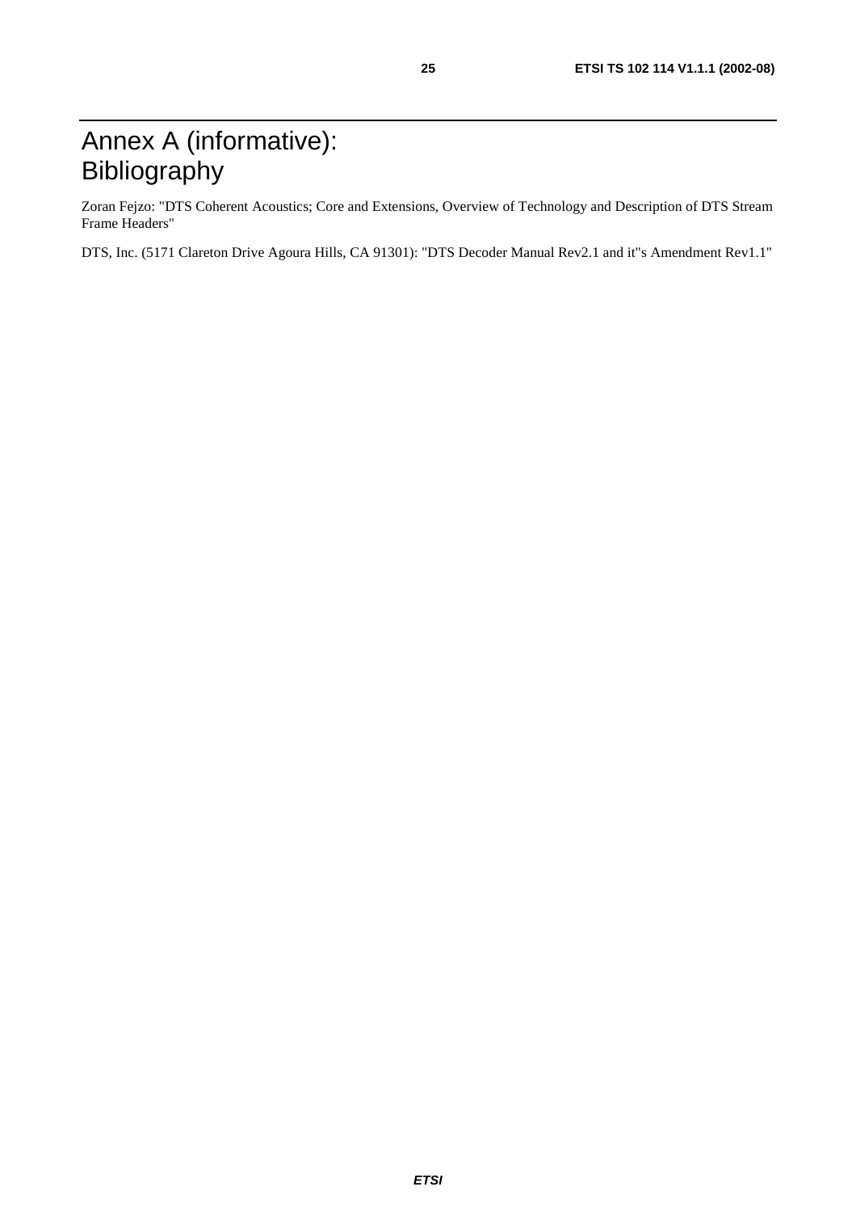# Annex A (informative): Bibliography

Zoran Fejzo: "DTS Coherent Acoustics; Core and Extensions, Overview of Technology and Description of DTS Stream Frame Headers"

DTS, Inc. (5171 Clareton Drive Agoura Hills, CA 91301): "DTS Decoder Manual Rev2.1 and it"s Amendment Rev1.1"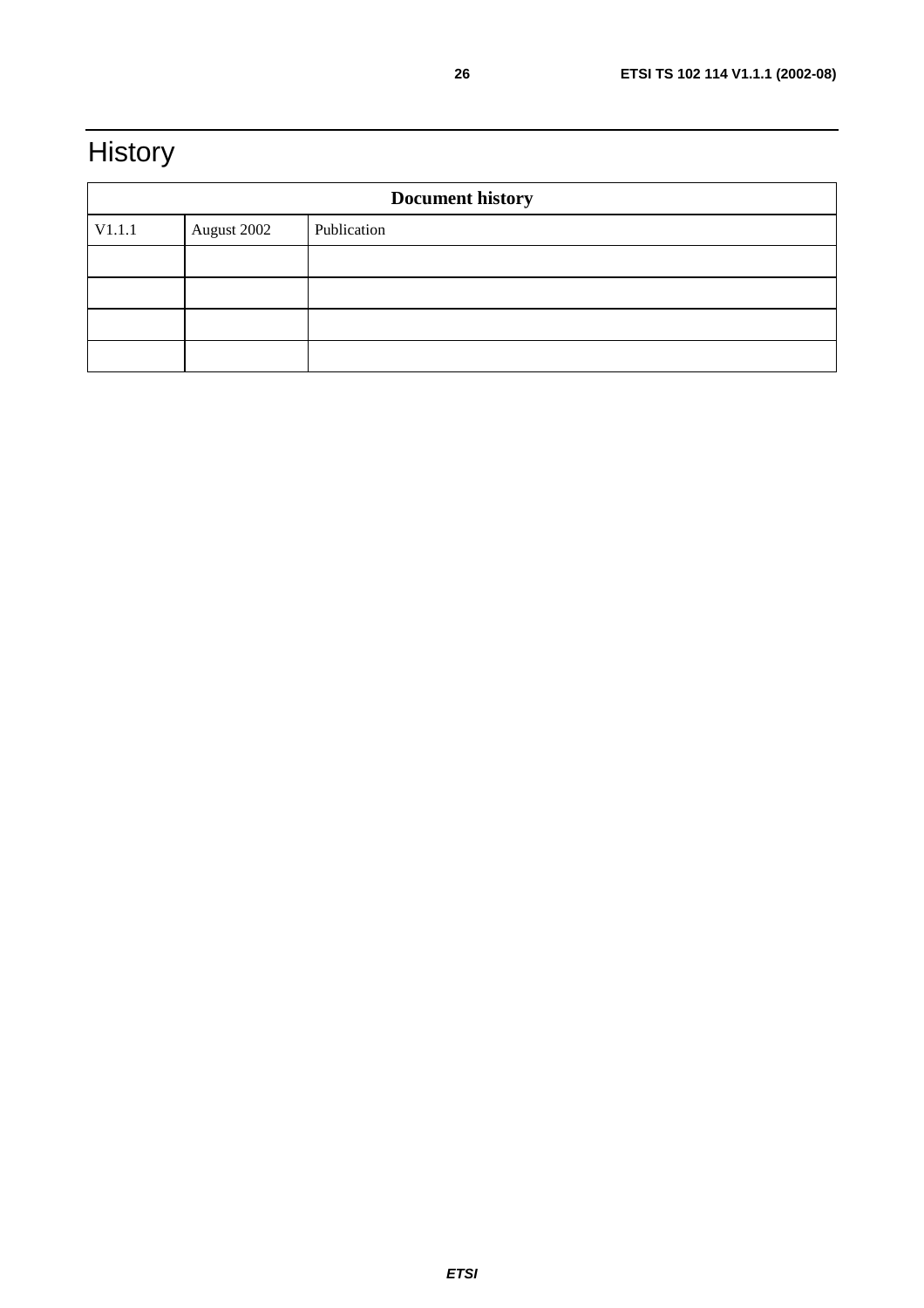# History

| Document history | | |
|---|---|---|
| V1.1.1 | August 2002 | Publication |
| | | |
| | | |
| | | |
| | | |